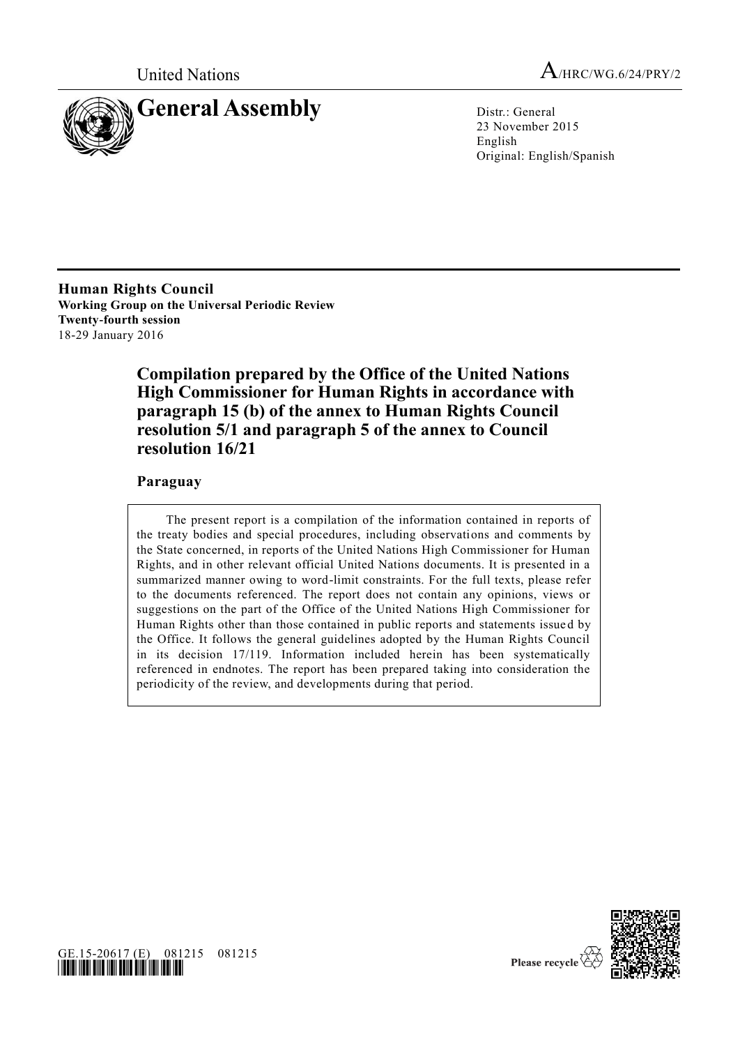United Nations

A/HRC/WG.6/24/PRY/2

# General Assembly

Distr.: General
23 November 2015
English
Original: English/Spanish

**Human Rights Council**
**Working Group on the Universal Periodic Review**
**Twenty-fourth session**
18-29 January 2016

## Compilation prepared by the Office of the United Nations High Commissioner for Human Rights in accordance with paragraph 15 (b) of the annex to Human Rights Council resolution 5/1 and paragraph 5 of the annex to Council resolution 16/21

### Paraguay

The present report is a compilation of the information contained in reports of the treaty bodies and special procedures, including observations and comments by the State concerned, in reports of the United Nations High Commissioner for Human Rights, and in other relevant official United Nations documents. It is presented in a summarized manner owing to word-limit constraints. For the full texts, please refer to the documents referenced. The report does not contain any opinions, views or suggestions on the part of the Office of the United Nations High Commissioner for Human Rights other than those contained in public reports and statements issued by the Office. It follows the general guidelines adopted by the Human Rights Council in its decision 17/119. Information included herein has been systematically referenced in endnotes. The report has been prepared taking into consideration the periodicity of the review, and developments during that period.

GE.15-20617 (E) 081215 081215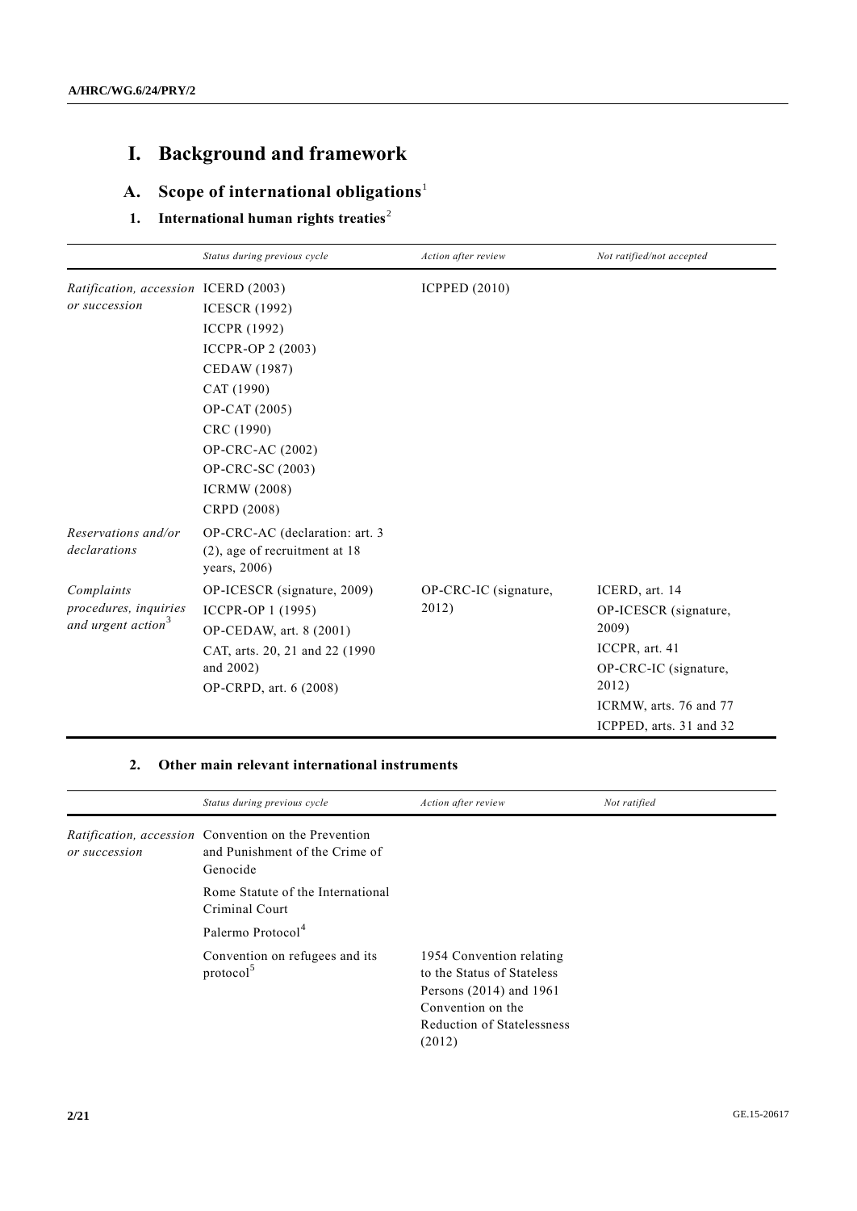# I. Background and framework

## A. Scope of international obligations[1]

### 1. International human rights treaties[2]

| | *Status during previous cycle* | *Action after review* | *Not ratified/not accepted* |
|---|---|---|---|
| *Ratification, accession or succession* | ICERD (2003)<br>ICESCR (1992)<br>ICCPR (1992)<br>ICCPR-OP 2 (2003)<br>CEDAW (1987)<br>CAT (1990)<br>OP-CAT (2005)<br>CRC (1990)<br>OP-CRC-AC (2002)<br>OP-CRC-SC (2003)<br>ICRMW (2008)<br>CRPD (2008) | ICPPED (2010) | |
| *Reservations and/or declarations* | OP-CRC-AC (declaration: art. 3 (2), age of recruitment at 18 years, 2006) | | |
| *Complaints procedures, inquiries and urgent action*[3] | OP-ICESCR (signature, 2009)<br>ICCPR-OP 1 (1995)<br>OP-CEDAW, art. 8 (2001)<br>CAT, arts. 20, 21 and 22 (1990 and 2002)<br>OP-CRPD, art. 6 (2008) | OP-CRC-IC (signature, 2012) | ICERD, art. 14<br>OP-ICESCR (signature, 2009)<br>ICCPR, art. 41<br>OP-CRC-IC (signature, 2012)<br>ICRMW, arts. 76 and 77<br>ICPPED, arts. 31 and 32 |

### 2. Other main relevant international instruments

| | *Status during previous cycle* | *Action after review* | *Not ratified* |
|---|---|---|---|
| *Ratification, accession or succession* | Convention on the Prevention and Punishment of the Crime of Genocide<br>Rome Statute of the International Criminal Court<br>Palermo Protocol[4]<br>Convention on refugees and its protocol[5] | 1954 Convention relating to the Status of Stateless Persons (2014) and 1961 Convention on the Reduction of Statelessness (2012) | |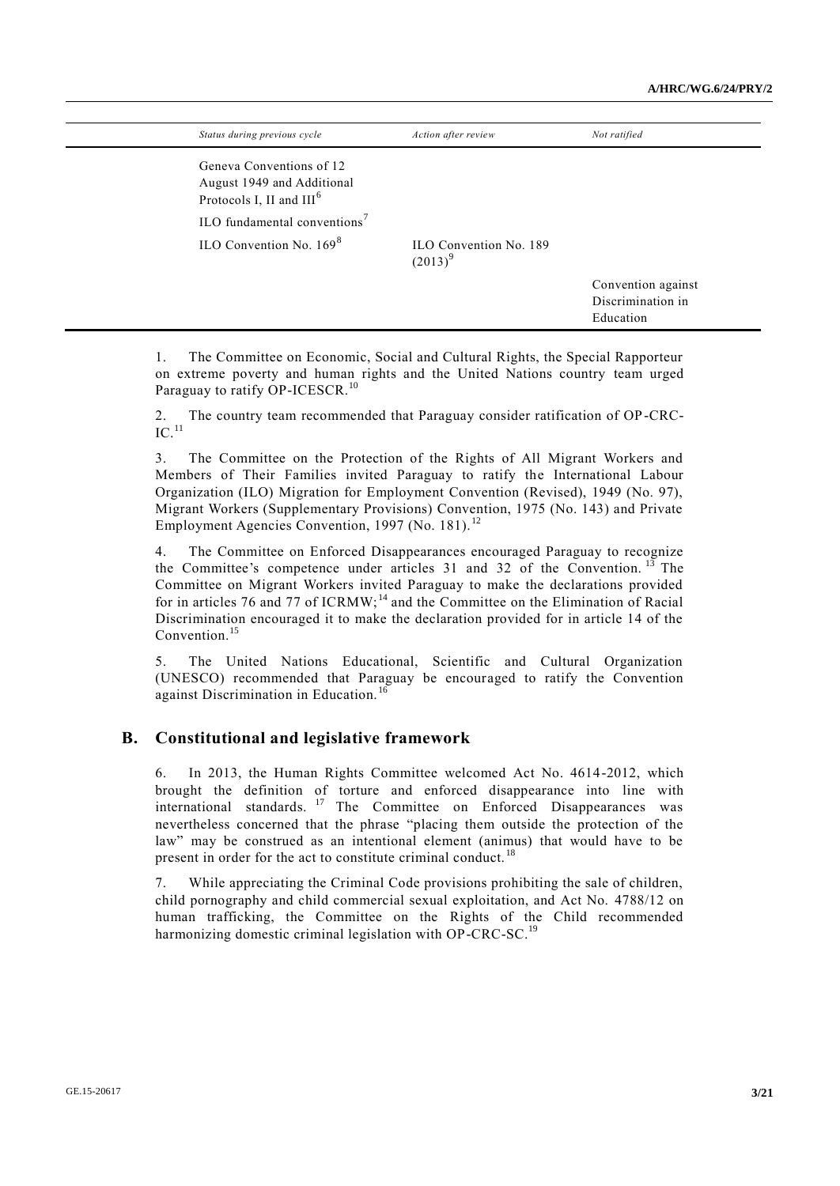| *Status during previous cycle* | *Action after review* | *Not ratified* |
| --- | --- | --- |
| Geneva Conventions of 12 August 1949 and Additional Protocols I, II and III[6] | | |
| ILO fundamental conventions[7] | | |
| ILO Convention No. 169[8] | ILO Convention No. 189 (2013)[9] | |
| | | Convention against Discrimination in Education |

1. The Committee on Economic, Social and Cultural Rights, the Special Rapporteur on extreme poverty and human rights and the United Nations country team urged Paraguay to ratify OP-ICESCR.[10]

2. The country team recommended that Paraguay consider ratification of OP-CRC-IC.[11]

3. The Committee on the Protection of the Rights of All Migrant Workers and Members of Their Families invited Paraguay to ratify the International Labour Organization (ILO) Migration for Employment Convention (Revised), 1949 (No. 97), Migrant Workers (Supplementary Provisions) Convention, 1975 (No. 143) and Private Employment Agencies Convention, 1997 (No. 181).[12]

4. The Committee on Enforced Disappearances encouraged Paraguay to recognize the Committee's competence under articles 31 and 32 of the Convention.[13] The Committee on Migrant Workers invited Paraguay to make the declarations provided for in articles 76 and 77 of ICRMW;[14] and the Committee on the Elimination of Racial Discrimination encouraged it to make the declaration provided for in article 14 of the Convention.[15]

5. The United Nations Educational, Scientific and Cultural Organization (UNESCO) recommended that Paraguay be encouraged to ratify the Convention against Discrimination in Education.[16]

## B. Constitutional and legislative framework

6. In 2013, the Human Rights Committee welcomed Act No. 4614-2012, which brought the definition of torture and enforced disappearance into line with international standards.[17] The Committee on Enforced Disappearances was nevertheless concerned that the phrase "placing them outside the protection of the law" may be construed as an intentional element (animus) that would have to be present in order for the act to constitute criminal conduct.[18]

7. While appreciating the Criminal Code provisions prohibiting the sale of children, child pornography and child commercial sexual exploitation, and Act No. 4788/12 on human trafficking, the Committee on the Rights of the Child recommended harmonizing domestic criminal legislation with OP-CRC-SC.[19]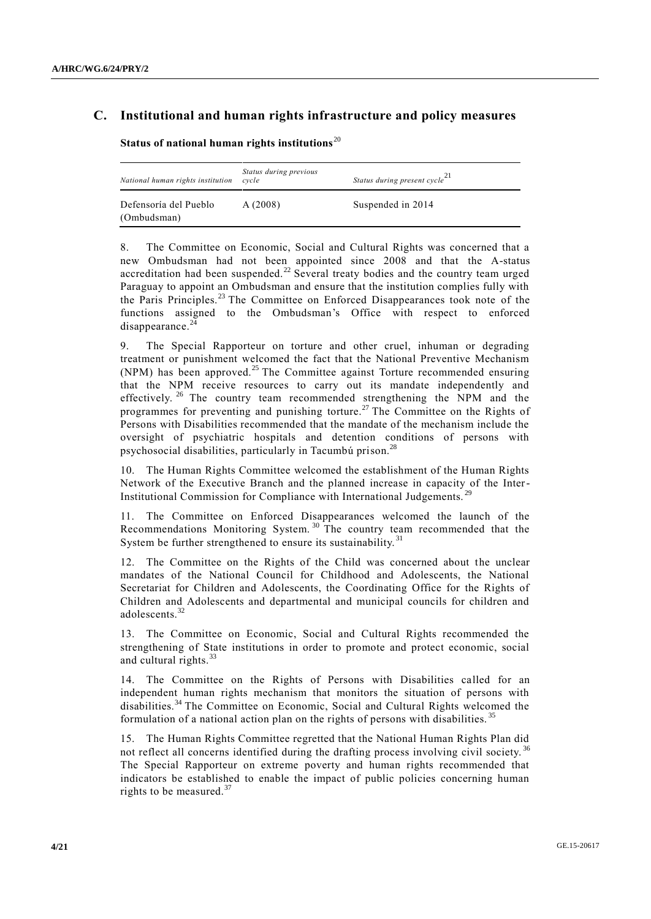## C. Institutional and human rights infrastructure and policy measures

**Status of national human rights institutions**[20]

| *National human rights institution* | *Status during previous cycle* | *Status during present cycle*[21] |
|---|---|---|
| Defensoría del Pueblo (Ombudsman) | A (2008) | Suspended in 2014 |

8. The Committee on Economic, Social and Cultural Rights was concerned that a new Ombudsman had not been appointed since 2008 and that the A-status accreditation had been suspended.[22] Several treaty bodies and the country team urged Paraguay to appoint an Ombudsman and ensure that the institution complies fully with the Paris Principles.[23] The Committee on Enforced Disappearances took note of the functions assigned to the Ombudsman's Office with respect to enforced disappearance.[24]

9. The Special Rapporteur on torture and other cruel, inhuman or degrading treatment or punishment welcomed the fact that the National Preventive Mechanism (NPM) has been approved.[25] The Committee against Torture recommended ensuring that the NPM receive resources to carry out its mandate independently and effectively.[26] The country team recommended strengthening the NPM and the programmes for preventing and punishing torture.[27] The Committee on the Rights of Persons with Disabilities recommended that the mandate of the mechanism include the oversight of psychiatric hospitals and detention conditions of persons with psychosocial disabilities, particularly in Tacumbú prison.[28]

10. The Human Rights Committee welcomed the establishment of the Human Rights Network of the Executive Branch and the planned increase in capacity of the Inter-Institutional Commission for Compliance with International Judgements.[29]

11. The Committee on Enforced Disappearances welcomed the launch of the Recommendations Monitoring System.[30] The country team recommended that the System be further strengthened to ensure its sustainability.[31]

12. The Committee on the Rights of the Child was concerned about the unclear mandates of the National Council for Childhood and Adolescents, the National Secretariat for Children and Adolescents, the Coordinating Office for the Rights of Children and Adolescents and departmental and municipal councils for children and adolescents.[32]

13. The Committee on Economic, Social and Cultural Rights recommended the strengthening of State institutions in order to promote and protect economic, social and cultural rights.[33]

14. The Committee on the Rights of Persons with Disabilities called for an independent human rights mechanism that monitors the situation of persons with disabilities.[34] The Committee on Economic, Social and Cultural Rights welcomed the formulation of a national action plan on the rights of persons with disabilities.[35]

15. The Human Rights Committee regretted that the National Human Rights Plan did not reflect all concerns identified during the drafting process involving civil society.[36] The Special Rapporteur on extreme poverty and human rights recommended that indicators be established to enable the impact of public policies concerning human rights to be measured.[37]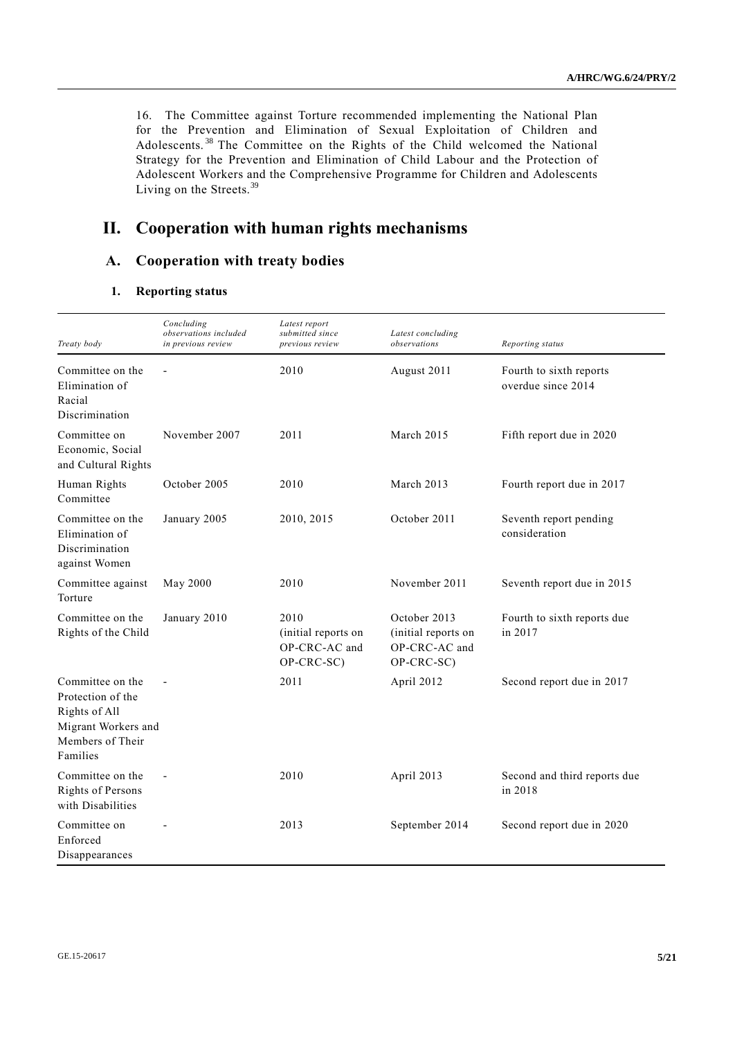16. The Committee against Torture recommended implementing the National Plan for the Prevention and Elimination of Sexual Exploitation of Children and Adolescents.[38] The Committee on the Rights of the Child welcomed the National Strategy for the Prevention and Elimination of Child Labour and the Protection of Adolescent Workers and the Comprehensive Programme for Children and Adolescents Living on the Streets.[39]

# II. Cooperation with human rights mechanisms

## A. Cooperation with treaty bodies

### 1. Reporting status

| *Treaty body* | *Concluding observations included in previous review* | *Latest report submitted since previous review* | *Latest concluding observations* | *Reporting status* |
|---|---|---|---|---|
| Committee on the Elimination of Racial Discrimination | - | 2010 | August 2011 | Fourth to sixth reports overdue since 2014 |
| Committee on Economic, Social and Cultural Rights | November 2007 | 2011 | March 2015 | Fifth report due in 2020 |
| Human Rights Committee | October 2005 | 2010 | March 2013 | Fourth report due in 2017 |
| Committee on the Elimination of Discrimination against Women | January 2005 | 2010, 2015 | October 2011 | Seventh report pending consideration |
| Committee against Torture | May 2000 | 2010 | November 2011 | Seventh report due in 2015 |
| Committee on the Rights of the Child | January 2010 | 2010 (initial reports on OP-CRC-AC and OP-CRC-SC) | October 2013 (initial reports on OP-CRC-AC and OP-CRC-SC) | Fourth to sixth reports due in 2017 |
| Committee on the Protection of the Rights of All Migrant Workers and Members of Their Families | - | 2011 | April 2012 | Second report due in 2017 |
| Committee on the Rights of Persons with Disabilities | - | 2010 | April 2013 | Second and third reports due in 2018 |
| Committee on Enforced Disappearances | - | 2013 | September 2014 | Second report due in 2020 |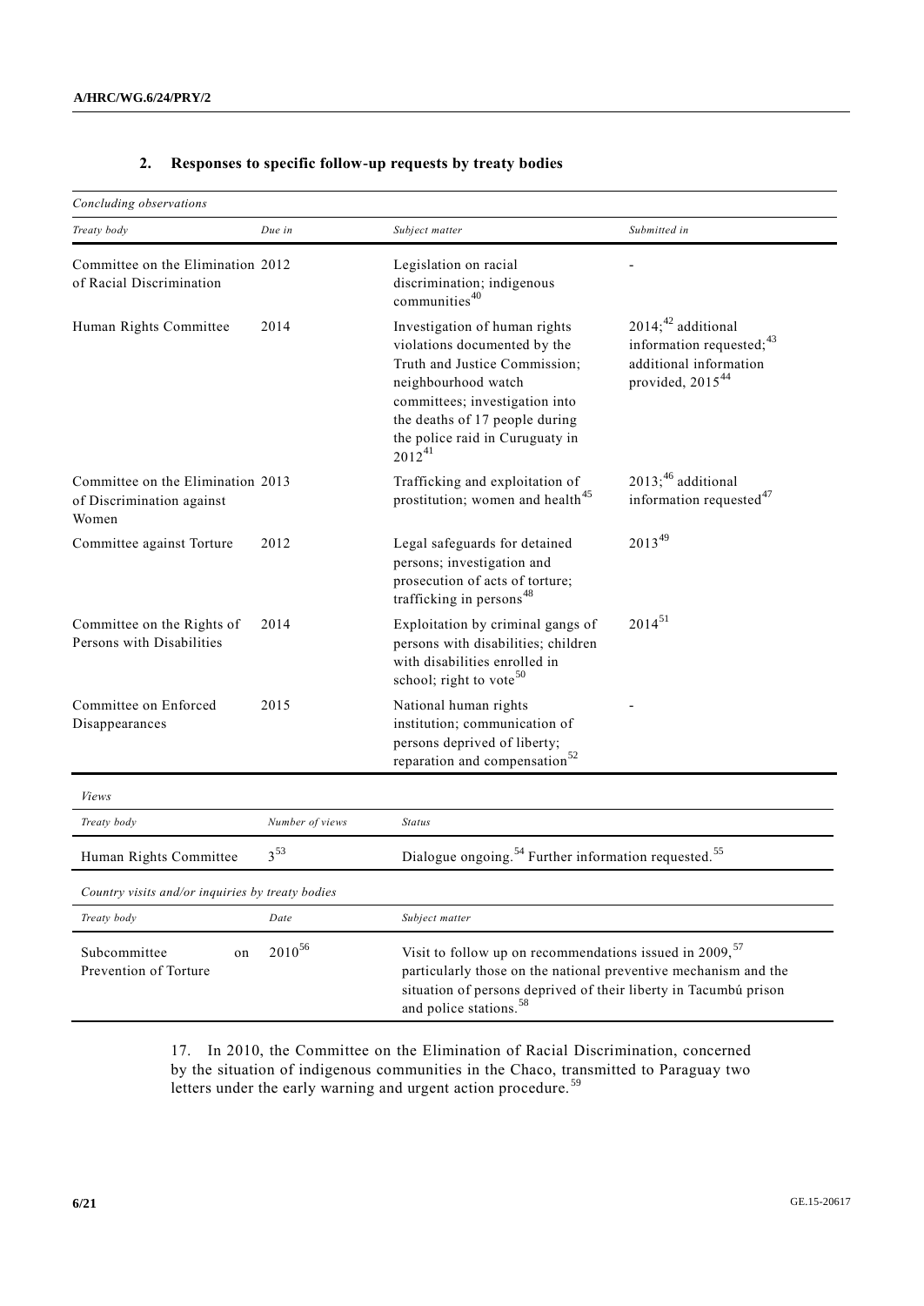### 2. Responses to specific follow-up requests by treaty bodies

*Concluding observations*

| *Treaty body* | *Due in* | *Subject matter* | *Submitted in* |
|---|---|---|---|
| Committee on the Elimination of Racial Discrimination | 2012 | Legislation on racial discrimination; indigenous communities[40] | - |
| Human Rights Committee | 2014 | Investigation of human rights violations documented by the Truth and Justice Commission; neighbourhood watch committees; investigation into the deaths of 17 people during the police raid in Curuguaty in 2012[41] | 2014;[42] additional information requested;[43] additional information provided, 2015[44] |
| Committee on the Elimination of Discrimination against Women | 2013 | Trafficking and exploitation of prostitution; women and health[45] | 2013;[46] additional information requested[47] |
| Committee against Torture | 2012 | Legal safeguards for detained persons; investigation and prosecution of acts of torture; trafficking in persons[48] | 2013[49] |
| Committee on the Rights of Persons with Disabilities | 2014 | Exploitation by criminal gangs of persons with disabilities; children with disabilities enrolled in school; right to vote[50] | 2014[51] |
| Committee on Enforced Disappearances | 2015 | National human rights institution; communication of persons deprived of liberty; reparation and compensation[52] | - |

*Views*

| *Treaty body* | *Number of views* | *Status* |
|---|---|---|
| Human Rights Committee | 3[53] | Dialogue ongoing.[54] Further information requested.[55] |

*Country visits and/or inquiries by treaty bodies*

| *Treaty body* | *Date* | *Subject matter* |
|---|---|---|
| Subcommittee on Prevention of Torture | 2010[56] | Visit to follow up on recommendations issued in 2009,[57] particularly those on the national preventive mechanism and the situation of persons deprived of their liberty in Tacumbú prison and police stations.[58] |

17. In 2010, the Committee on the Elimination of Racial Discrimination, concerned by the situation of indigenous communities in the Chaco, transmitted to Paraguay two letters under the early warning and urgent action procedure.[59]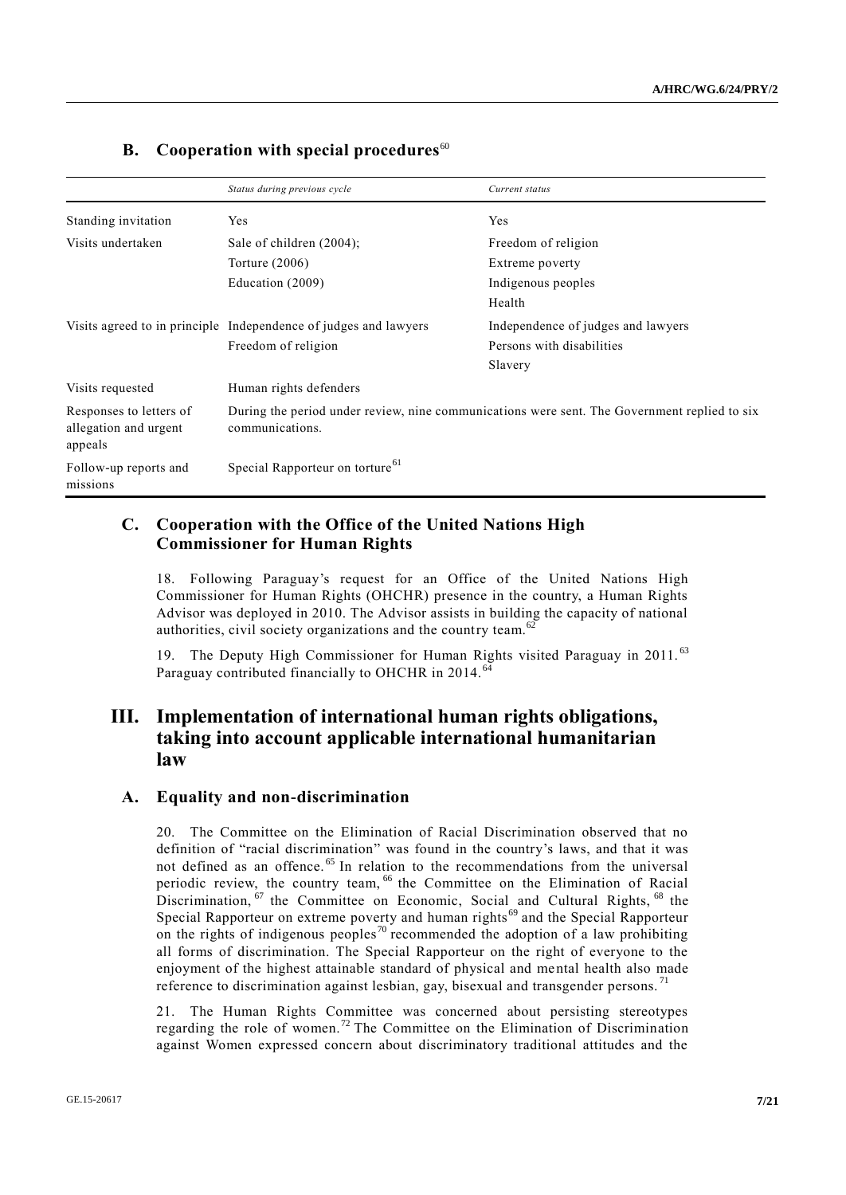## B. Cooperation with special procedures[60]

| | *Status during previous cycle* | *Current status* |
|---|---|---|
| Standing invitation | Yes | Yes |
| Visits undertaken | Sale of children (2004);<br>Torture (2006)<br>Education (2009) | Freedom of religion<br>Extreme poverty<br>Indigenous peoples<br>Health |
| Visits agreed to in principle | Independence of judges and lawyers<br>Freedom of religion | Independence of judges and lawyers<br>Persons with disabilities<br>Slavery |
| Visits requested | Human rights defenders | |
| Responses to letters of allegation and urgent appeals | During the period under review, nine communications were sent. The Government replied to six communications. | |
| Follow-up reports and missions | Special Rapporteur on torture[61] | |

## C. Cooperation with the Office of the United Nations High Commissioner for Human Rights

18. Following Paraguay's request for an Office of the United Nations High Commissioner for Human Rights (OHCHR) presence in the country, a Human Rights Advisor was deployed in 2010. The Advisor assists in building the capacity of national authorities, civil society organizations and the country team.[62]

19. The Deputy High Commissioner for Human Rights visited Paraguay in 2011.[63] Paraguay contributed financially to OHCHR in 2014.[64]

# III. Implementation of international human rights obligations, taking into account applicable international humanitarian law

## A. Equality and non-discrimination

20. The Committee on the Elimination of Racial Discrimination observed that no definition of "racial discrimination" was found in the country's laws, and that it was not defined as an offence.[65] In relation to the recommendations from the universal periodic review, the country team,[66] the Committee on the Elimination of Racial Discrimination,[67] the Committee on Economic, Social and Cultural Rights,[68] the Special Rapporteur on extreme poverty and human rights[69] and the Special Rapporteur on the rights of indigenous peoples[70] recommended the adoption of a law prohibiting all forms of discrimination. The Special Rapporteur on the right of everyone to the enjoyment of the highest attainable standard of physical and mental health also made reference to discrimination against lesbian, gay, bisexual and transgender persons.[71]

21. The Human Rights Committee was concerned about persisting stereotypes regarding the role of women.[72] The Committee on the Elimination of Discrimination against Women expressed concern about discriminatory traditional attitudes and the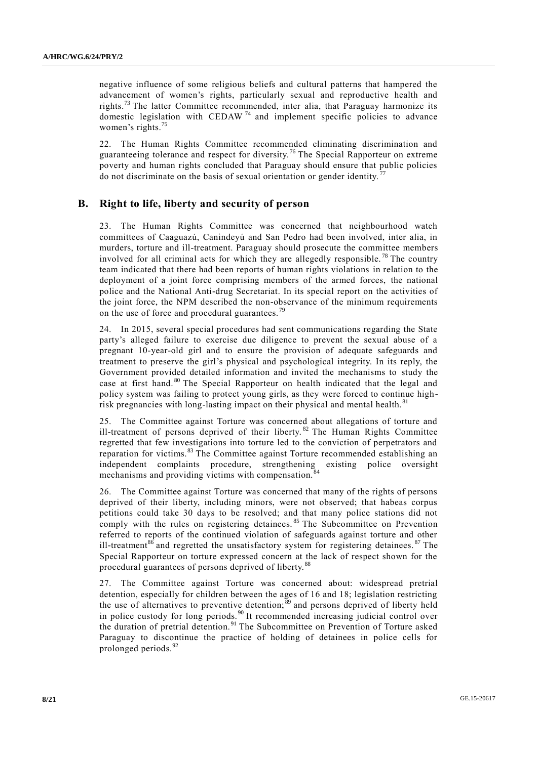negative influence of some religious beliefs and cultural patterns that hampered the advancement of women's rights, particularly sexual and reproductive health and rights.[73] The latter Committee recommended, inter alia, that Paraguay harmonize its domestic legislation with CEDAW[74] and implement specific policies to advance women's rights.[75]

22. The Human Rights Committee recommended eliminating discrimination and guaranteeing tolerance and respect for diversity.[76] The Special Rapporteur on extreme poverty and human rights concluded that Paraguay should ensure that public policies do not discriminate on the basis of sexual orientation or gender identity.[77]

## B. Right to life, liberty and security of person

23. The Human Rights Committee was concerned that neighbourhood watch committees of Caaguazú, Canindeyú and San Pedro had been involved, inter alia, in murders, torture and ill-treatment. Paraguay should prosecute the committee members involved for all criminal acts for which they are allegedly responsible.[78] The country team indicated that there had been reports of human rights violations in relation to the deployment of a joint force comprising members of the armed forces, the national police and the National Anti-drug Secretariat. In its special report on the activities of the joint force, the NPM described the non-observance of the minimum requirements on the use of force and procedural guarantees.[79]

24. In 2015, several special procedures had sent communications regarding the State party's alleged failure to exercise due diligence to prevent the sexual abuse of a pregnant 10-year-old girl and to ensure the provision of adequate safeguards and treatment to preserve the girl's physical and psychological integrity. In its reply, the Government provided detailed information and invited the mechanisms to study the case at first hand.[80] The Special Rapporteur on health indicated that the legal and policy system was failing to protect young girls, as they were forced to continue high-risk pregnancies with long-lasting impact on their physical and mental health.[81]

25. The Committee against Torture was concerned about allegations of torture and ill-treatment of persons deprived of their liberty.[82] The Human Rights Committee regretted that few investigations into torture led to the conviction of perpetrators and reparation for victims.[83] The Committee against Torture recommended establishing an independent complaints procedure, strengthening existing police oversight mechanisms and providing victims with compensation.[84]

26. The Committee against Torture was concerned that many of the rights of persons deprived of their liberty, including minors, were not observed; that habeas corpus petitions could take 30 days to be resolved; and that many police stations did not comply with the rules on registering detainees.[85] The Subcommittee on Prevention referred to reports of the continued violation of safeguards against torture and other ill-treatment[86] and regretted the unsatisfactory system for registering detainees.[87] The Special Rapporteur on torture expressed concern at the lack of respect shown for the procedural guarantees of persons deprived of liberty.[88]

27. The Committee against Torture was concerned about: widespread pretrial detention, especially for children between the ages of 16 and 18; legislation restricting the use of alternatives to preventive detention;[89] and persons deprived of liberty held in police custody for long periods.[90] It recommended increasing judicial control over the duration of pretrial detention.[91] The Subcommittee on Prevention of Torture asked Paraguay to discontinue the practice of holding of detainees in police cells for prolonged periods.[92]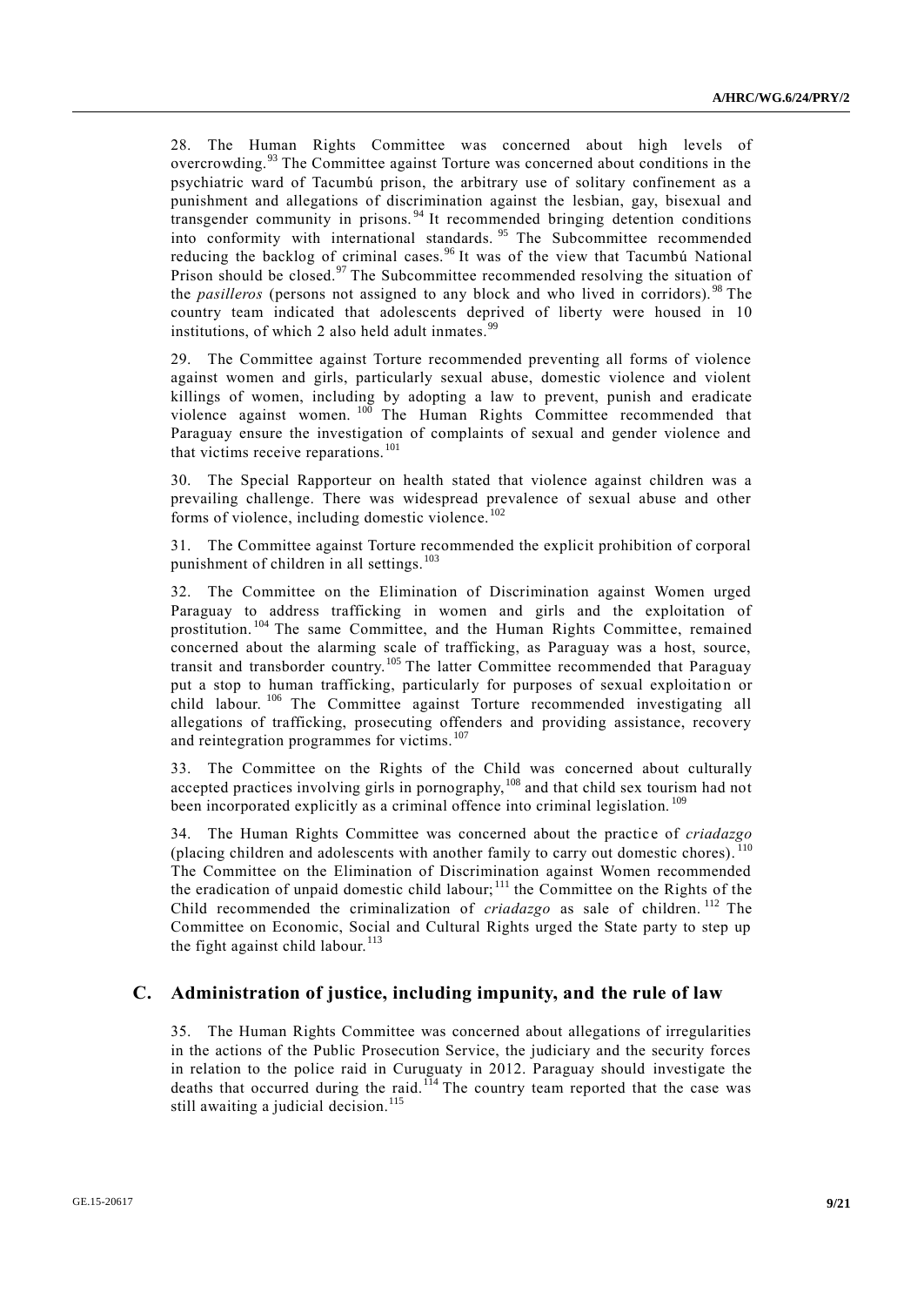28. The Human Rights Committee was concerned about high levels of overcrowding.[93] The Committee against Torture was concerned about conditions in the psychiatric ward of Tacumbú prison, the arbitrary use of solitary confinement as a punishment and allegations of discrimination against the lesbian, gay, bisexual and transgender community in prisons.[94] It recommended bringing detention conditions into conformity with international standards.[95] The Subcommittee recommended reducing the backlog of criminal cases.[96] It was of the view that Tacumbú National Prison should be closed.[97] The Subcommittee recommended resolving the situation of the *pasilleros* (persons not assigned to any block and who lived in corridors).[98] The country team indicated that adolescents deprived of liberty were housed in 10 institutions, of which 2 also held adult inmates.[99]

29. The Committee against Torture recommended preventing all forms of violence against women and girls, particularly sexual abuse, domestic violence and violent killings of women, including by adopting a law to prevent, punish and eradicate violence against women.[100] The Human Rights Committee recommended that Paraguay ensure the investigation of complaints of sexual and gender violence and that victims receive reparations.[101]

30. The Special Rapporteur on health stated that violence against children was a prevailing challenge. There was widespread prevalence of sexual abuse and other forms of violence, including domestic violence.[102]

31. The Committee against Torture recommended the explicit prohibition of corporal punishment of children in all settings.[103]

32. The Committee on the Elimination of Discrimination against Women urged Paraguay to address trafficking in women and girls and the exploitation of prostitution.[104] The same Committee, and the Human Rights Committee, remained concerned about the alarming scale of trafficking, as Paraguay was a host, source, transit and transborder country.[105] The latter Committee recommended that Paraguay put a stop to human trafficking, particularly for purposes of sexual exploitation or child labour.[106] The Committee against Torture recommended investigating all allegations of trafficking, prosecuting offenders and providing assistance, recovery and reintegration programmes for victims.[107]

33. The Committee on the Rights of the Child was concerned about culturally accepted practices involving girls in pornography,[108] and that child sex tourism had not been incorporated explicitly as a criminal offence into criminal legislation.[109]

34. The Human Rights Committee was concerned about the practice of *criadazgo* (placing children and adolescents with another family to carry out domestic chores).[110] The Committee on the Elimination of Discrimination against Women recommended the eradication of unpaid domestic child labour;[111] the Committee on the Rights of the Child recommended the criminalization of *criadazgo* as sale of children.[112] The Committee on Economic, Social and Cultural Rights urged the State party to step up the fight against child labour.[113]

## C. Administration of justice, including impunity, and the rule of law

35. The Human Rights Committee was concerned about allegations of irregularities in the actions of the Public Prosecution Service, the judiciary and the security forces in relation to the police raid in Curuguaty in 2012. Paraguay should investigate the deaths that occurred during the raid.[114] The country team reported that the case was still awaiting a judicial decision.[115]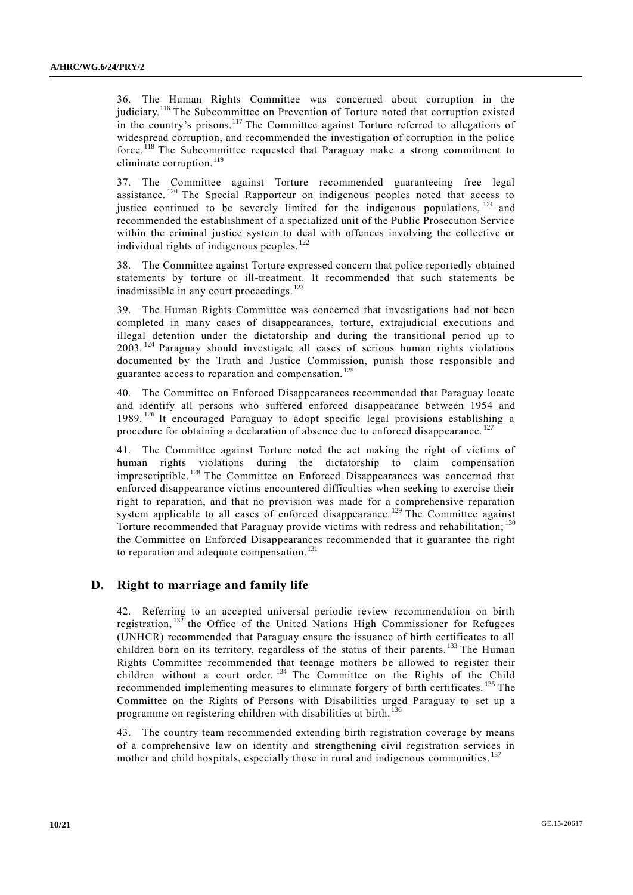36. The Human Rights Committee was concerned about corruption in the judiciary.[116] The Subcommittee on Prevention of Torture noted that corruption existed in the country's prisons.[117] The Committee against Torture referred to allegations of widespread corruption, and recommended the investigation of corruption in the police force.[118] The Subcommittee requested that Paraguay make a strong commitment to eliminate corruption.[119]

37. The Committee against Torture recommended guaranteeing free legal assistance.[120] The Special Rapporteur on indigenous peoples noted that access to justice continued to be severely limited for the indigenous populations,[121] and recommended the establishment of a specialized unit of the Public Prosecution Service within the criminal justice system to deal with offences involving the collective or individual rights of indigenous peoples.[122]

38. The Committee against Torture expressed concern that police reportedly obtained statements by torture or ill-treatment. It recommended that such statements be inadmissible in any court proceedings.[123]

39. The Human Rights Committee was concerned that investigations had not been completed in many cases of disappearances, torture, extrajudicial executions and illegal detention under the dictatorship and during the transitional period up to 2003.[124] Paraguay should investigate all cases of serious human rights violations documented by the Truth and Justice Commission, punish those responsible and guarantee access to reparation and compensation.[125]

40. The Committee on Enforced Disappearances recommended that Paraguay locate and identify all persons who suffered enforced disappearance between 1954 and 1989.[126] It encouraged Paraguay to adopt specific legal provisions establishing a procedure for obtaining a declaration of absence due to enforced disappearance.[127]

41. The Committee against Torture noted the act making the right of victims of human rights violations during the dictatorship to claim compensation imprescriptible.[128] The Committee on Enforced Disappearances was concerned that enforced disappearance victims encountered difficulties when seeking to exercise their right to reparation, and that no provision was made for a comprehensive reparation system applicable to all cases of enforced disappearance.[129] The Committee against Torture recommended that Paraguay provide victims with redress and rehabilitation;[130] the Committee on Enforced Disappearances recommended that it guarantee the right to reparation and adequate compensation.[131]

## D. Right to marriage and family life

42. Referring to an accepted universal periodic review recommendation on birth registration,[132] the Office of the United Nations High Commissioner for Refugees (UNHCR) recommended that Paraguay ensure the issuance of birth certificates to all children born on its territory, regardless of the status of their parents.[133] The Human Rights Committee recommended that teenage mothers be allowed to register their children without a court order.[134] The Committee on the Rights of the Child recommended implementing measures to eliminate forgery of birth certificates.[135] The Committee on the Rights of Persons with Disabilities urged Paraguay to set up a programme on registering children with disabilities at birth.[136]

43. The country team recommended extending birth registration coverage by means of a comprehensive law on identity and strengthening civil registration services in mother and child hospitals, especially those in rural and indigenous communities.[137]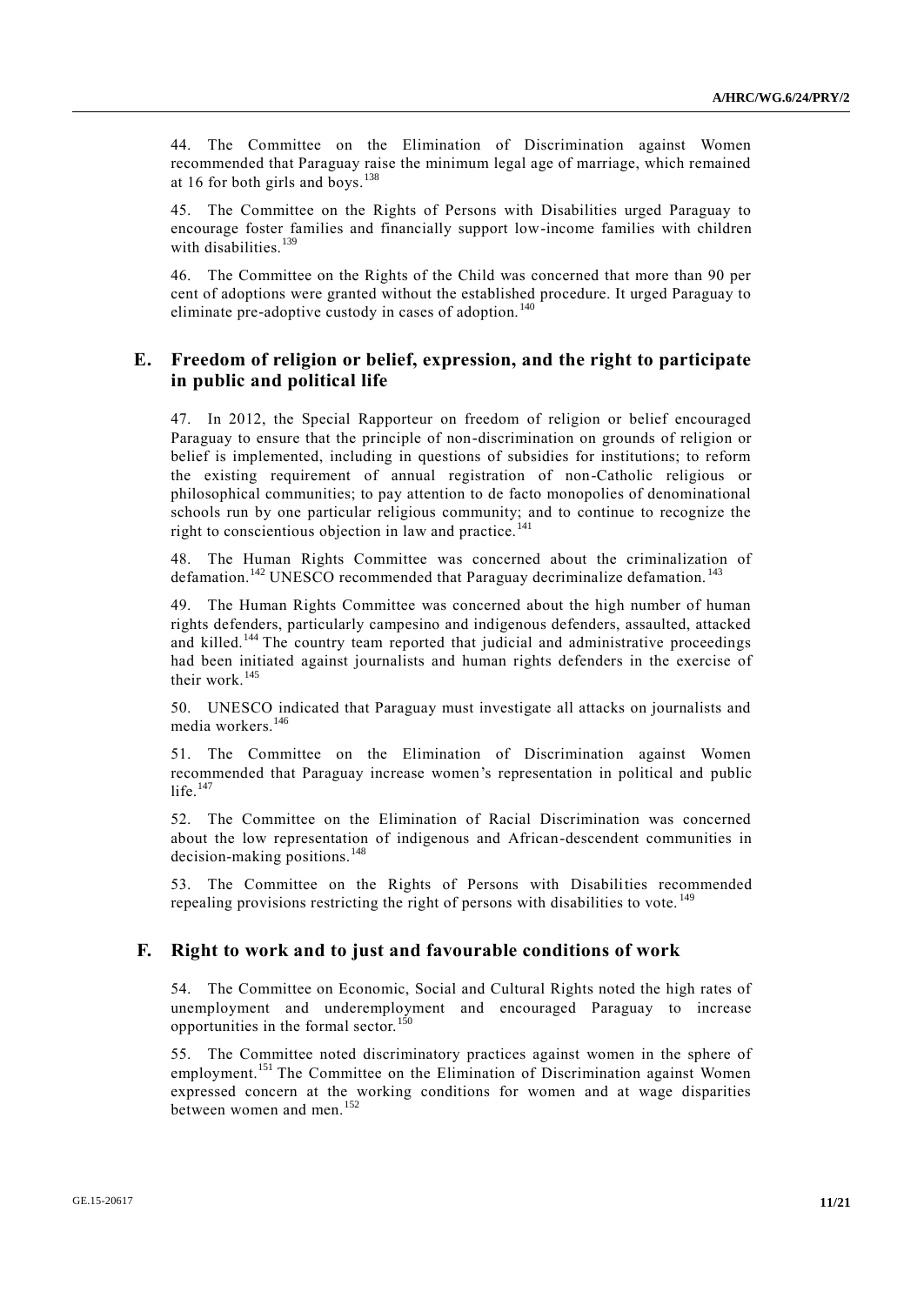44. The Committee on the Elimination of Discrimination against Women recommended that Paraguay raise the minimum legal age of marriage, which remained at 16 for both girls and boys.[138]

45. The Committee on the Rights of Persons with Disabilities urged Paraguay to encourage foster families and financially support low-income families with children with disabilities.[139]

46. The Committee on the Rights of the Child was concerned that more than 90 per cent of adoptions were granted without the established procedure. It urged Paraguay to eliminate pre-adoptive custody in cases of adoption.[140]

## E. Freedom of religion or belief, expression, and the right to participate in public and political life

47. In 2012, the Special Rapporteur on freedom of religion or belief encouraged Paraguay to ensure that the principle of non-discrimination on grounds of religion or belief is implemented, including in questions of subsidies for institutions; to reform the existing requirement of annual registration of non-Catholic religious or philosophical communities; to pay attention to de facto monopolies of denominational schools run by one particular religious community; and to continue to recognize the right to conscientious objection in law and practice.[141]

48. The Human Rights Committee was concerned about the criminalization of defamation.[142] UNESCO recommended that Paraguay decriminalize defamation.[143]

49. The Human Rights Committee was concerned about the high number of human rights defenders, particularly campesino and indigenous defenders, assaulted, attacked and killed.[144] The country team reported that judicial and administrative proceedings had been initiated against journalists and human rights defenders in the exercise of their work.[145]

50. UNESCO indicated that Paraguay must investigate all attacks on journalists and media workers.[146]

51. The Committee on the Elimination of Discrimination against Women recommended that Paraguay increase women's representation in political and public life.[147]

52. The Committee on the Elimination of Racial Discrimination was concerned about the low representation of indigenous and African-descendent communities in decision-making positions.[148]

53. The Committee on the Rights of Persons with Disabilities recommended repealing provisions restricting the right of persons with disabilities to vote.[149]

## F. Right to work and to just and favourable conditions of work

54. The Committee on Economic, Social and Cultural Rights noted the high rates of unemployment and underemployment and encouraged Paraguay to increase opportunities in the formal sector.[150]

55. The Committee noted discriminatory practices against women in the sphere of employment.[151] The Committee on the Elimination of Discrimination against Women expressed concern at the working conditions for women and at wage disparities between women and men.[152]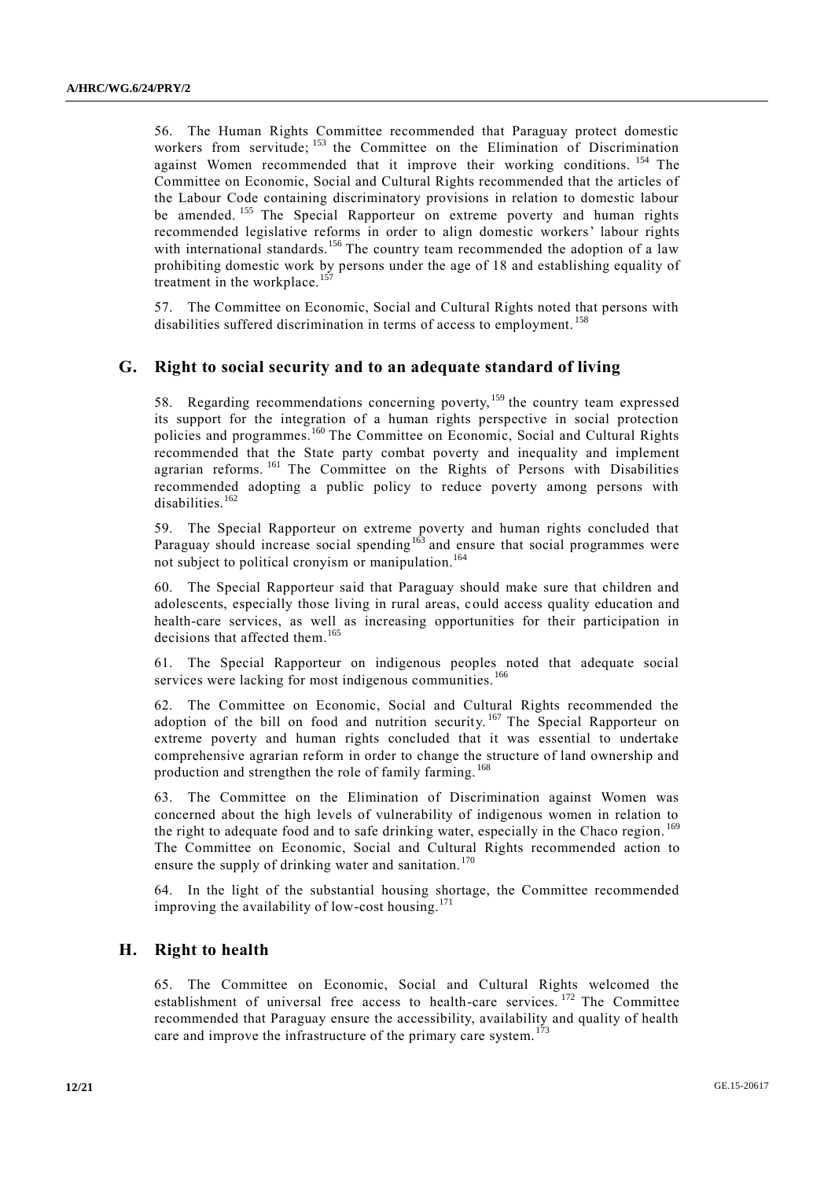56. The Human Rights Committee recommended that Paraguay protect domestic workers from servitude; [153] the Committee on the Elimination of Discrimination against Women recommended that it improve their working conditions. [154] The Committee on Economic, Social and Cultural Rights recommended that the articles of the Labour Code containing discriminatory provisions in relation to domestic labour be amended. [155] The Special Rapporteur on extreme poverty and human rights recommended legislative reforms in order to align domestic workers' labour rights with international standards.[156] The country team recommended the adoption of a law prohibiting domestic work by persons under the age of 18 and establishing equality of treatment in the workplace.[157]

57. The Committee on Economic, Social and Cultural Rights noted that persons with disabilities suffered discrimination in terms of access to employment.[158]

## G. Right to social security and to an adequate standard of living

58. Regarding recommendations concerning poverty,[159] the country team expressed its support for the integration of a human rights perspective in social protection policies and programmes.[160] The Committee on Economic, Social and Cultural Rights recommended that the State party combat poverty and inequality and implement agrarian reforms. [161] The Committee on the Rights of Persons with Disabilities recommended adopting a public policy to reduce poverty among persons with disabilities.[162]

59. The Special Rapporteur on extreme poverty and human rights concluded that Paraguay should increase social spending[163] and ensure that social programmes were not subject to political cronyism or manipulation.[164]

60. The Special Rapporteur said that Paraguay should make sure that children and adolescents, especially those living in rural areas, could access quality education and health-care services, as well as increasing opportunities for their participation in decisions that affected them.[165]

61. The Special Rapporteur on indigenous peoples noted that adequate social services were lacking for most indigenous communities.[166]

62. The Committee on Economic, Social and Cultural Rights recommended the adoption of the bill on food and nutrition security.[167] The Special Rapporteur on extreme poverty and human rights concluded that it was essential to undertake comprehensive agrarian reform in order to change the structure of land ownership and production and strengthen the role of family farming.[168]

63. The Committee on the Elimination of Discrimination against Women was concerned about the high levels of vulnerability of indigenous women in relation to the right to adequate food and to safe drinking water, especially in the Chaco region.[169] The Committee on Economic, Social and Cultural Rights recommended action to ensure the supply of drinking water and sanitation.[170]

64. In the light of the substantial housing shortage, the Committee recommended improving the availability of low-cost housing.[171]

## H. Right to health

65. The Committee on Economic, Social and Cultural Rights welcomed the establishment of universal free access to health-care services.[172] The Committee recommended that Paraguay ensure the accessibility, availability and quality of health care and improve the infrastructure of the primary care system.[173]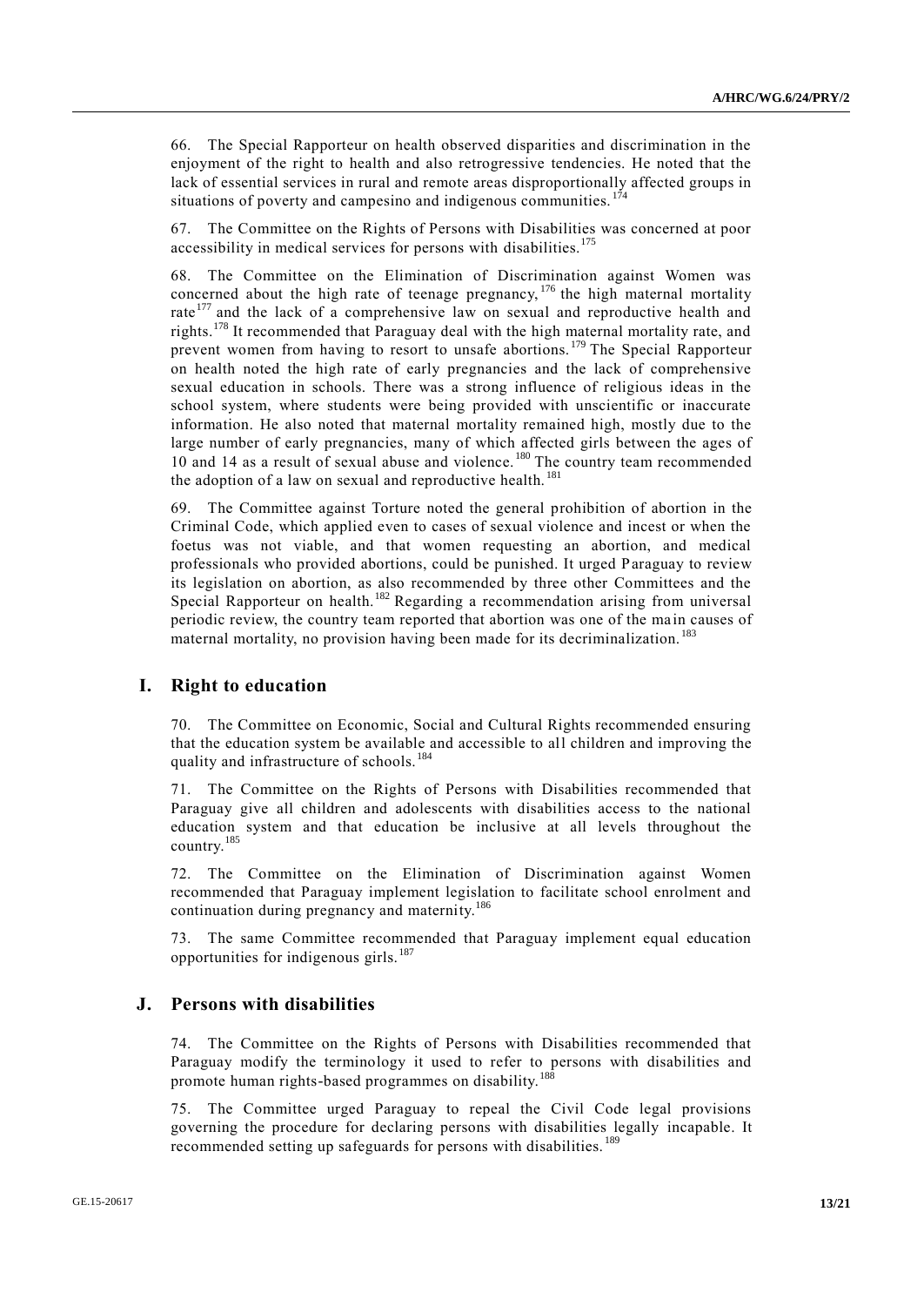66. The Special Rapporteur on health observed disparities and discrimination in the enjoyment of the right to health and also retrogressive tendencies. He noted that the lack of essential services in rural and remote areas disproportionally affected groups in situations of poverty and campesino and indigenous communities.[174]

67. The Committee on the Rights of Persons with Disabilities was concerned at poor accessibility in medical services for persons with disabilities.[175]

68. The Committee on the Elimination of Discrimination against Women was concerned about the high rate of teenage pregnancy,[176] the high maternal mortality rate[177] and the lack of a comprehensive law on sexual and reproductive health and rights.[178] It recommended that Paraguay deal with the high maternal mortality rate, and prevent women from having to resort to unsafe abortions.[179] The Special Rapporteur on health noted the high rate of early pregnancies and the lack of comprehensive sexual education in schools. There was a strong influence of religious ideas in the school system, where students were being provided with unscientific or inaccurate information. He also noted that maternal mortality remained high, mostly due to the large number of early pregnancies, many of which affected girls between the ages of 10 and 14 as a result of sexual abuse and violence.[180] The country team recommended the adoption of a law on sexual and reproductive health.[181]

69. The Committee against Torture noted the general prohibition of abortion in the Criminal Code, which applied even to cases of sexual violence and incest or when the foetus was not viable, and that women requesting an abortion, and medical professionals who provided abortions, could be punished. It urged Paraguay to review its legislation on abortion, as also recommended by three other Committees and the Special Rapporteur on health.[182] Regarding a recommendation arising from universal periodic review, the country team reported that abortion was one of the main causes of maternal mortality, no provision having been made for its decriminalization.[183]

## I. Right to education

70. The Committee on Economic, Social and Cultural Rights recommended ensuring that the education system be available and accessible to all children and improving the quality and infrastructure of schools.[184]

71. The Committee on the Rights of Persons with Disabilities recommended that Paraguay give all children and adolescents with disabilities access to the national education system and that education be inclusive at all levels throughout the country.[185]

72. The Committee on the Elimination of Discrimination against Women recommended that Paraguay implement legislation to facilitate school enrolment and continuation during pregnancy and maternity.[186]

73. The same Committee recommended that Paraguay implement equal education opportunities for indigenous girls.[187]

## J. Persons with disabilities

74. The Committee on the Rights of Persons with Disabilities recommended that Paraguay modify the terminology it used to refer to persons with disabilities and promote human rights-based programmes on disability.[188]

75. The Committee urged Paraguay to repeal the Civil Code legal provisions governing the procedure for declaring persons with disabilities legally incapable. It recommended setting up safeguards for persons with disabilities.[189]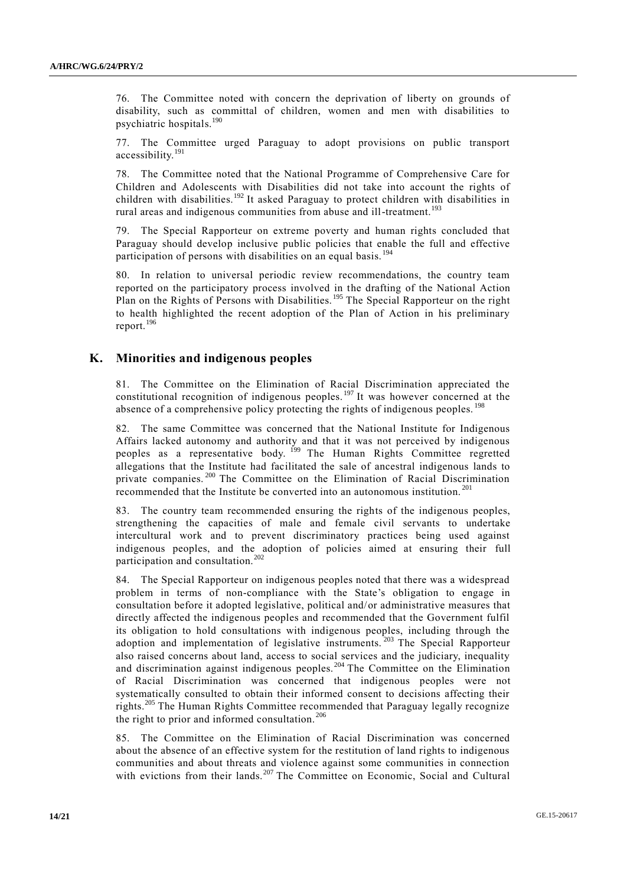76. The Committee noted with concern the deprivation of liberty on grounds of disability, such as committal of children, women and men with disabilities to psychiatric hospitals.[190]

77. The Committee urged Paraguay to adopt provisions on public transport accessibility.[191]

78. The Committee noted that the National Programme of Comprehensive Care for Children and Adolescents with Disabilities did not take into account the rights of children with disabilities.[192] It asked Paraguay to protect children with disabilities in rural areas and indigenous communities from abuse and ill-treatment.[193]

79. The Special Rapporteur on extreme poverty and human rights concluded that Paraguay should develop inclusive public policies that enable the full and effective participation of persons with disabilities on an equal basis.[194]

80. In relation to universal periodic review recommendations, the country team reported on the participatory process involved in the drafting of the National Action Plan on the Rights of Persons with Disabilities.[195] The Special Rapporteur on the right to health highlighted the recent adoption of the Plan of Action in his preliminary report.[196]

## K. Minorities and indigenous peoples

81. The Committee on the Elimination of Racial Discrimination appreciated the constitutional recognition of indigenous peoples.[197] It was however concerned at the absence of a comprehensive policy protecting the rights of indigenous peoples.[198]

82. The same Committee was concerned that the National Institute for Indigenous Affairs lacked autonomy and authority and that it was not perceived by indigenous peoples as a representative body.[199] The Human Rights Committee regretted allegations that the Institute had facilitated the sale of ancestral indigenous lands to private companies.[200] The Committee on the Elimination of Racial Discrimination recommended that the Institute be converted into an autonomous institution.[201]

83. The country team recommended ensuring the rights of the indigenous peoples, strengthening the capacities of male and female civil servants to undertake intercultural work and to prevent discriminatory practices being used against indigenous peoples, and the adoption of policies aimed at ensuring their full participation and consultation.[202]

84. The Special Rapporteur on indigenous peoples noted that there was a widespread problem in terms of non-compliance with the State's obligation to engage in consultation before it adopted legislative, political and/or administrative measures that directly affected the indigenous peoples and recommended that the Government fulfil its obligation to hold consultations with indigenous peoples, including through the adoption and implementation of legislative instruments.[203] The Special Rapporteur also raised concerns about land, access to social services and the judiciary, inequality and discrimination against indigenous peoples.[204] The Committee on the Elimination of Racial Discrimination was concerned that indigenous peoples were not systematically consulted to obtain their informed consent to decisions affecting their rights.[205] The Human Rights Committee recommended that Paraguay legally recognize the right to prior and informed consultation.[206]

85. The Committee on the Elimination of Racial Discrimination was concerned about the absence of an effective system for the restitution of land rights to indigenous communities and about threats and violence against some communities in connection with evictions from their lands.[207] The Committee on Economic, Social and Cultural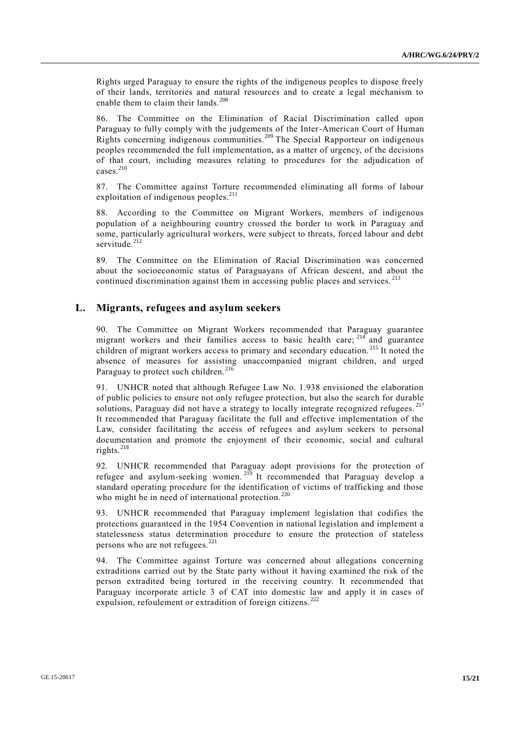Rights urged Paraguay to ensure the rights of the indigenous peoples to dispose freely of their lands, territories and natural resources and to create a legal mechanism to enable them to claim their lands.[208]

86. The Committee on the Elimination of Racial Discrimination called upon Paraguay to fully comply with the judgements of the Inter-American Court of Human Rights concerning indigenous communities.[209] The Special Rapporteur on indigenous peoples recommended the full implementation, as a matter of urgency, of the decisions of that court, including measures relating to procedures for the adjudication of cases.[210]

87. The Committee against Torture recommended eliminating all forms of labour exploitation of indigenous peoples.[211]

88. According to the Committee on Migrant Workers, members of indigenous population of a neighbouring country crossed the border to work in Paraguay and some, particularly agricultural workers, were subject to threats, forced labour and debt servitude.[212]

89. The Committee on the Elimination of Racial Discrimination was concerned about the socioeconomic status of Paraguayans of African descent, and about the continued discrimination against them in accessing public places and services.[213]

## L. Migrants, refugees and asylum seekers

90. The Committee on Migrant Workers recommended that Paraguay guarantee migrant workers and their families access to basic health care;[214] and guarantee children of migrant workers access to primary and secondary education.[215] It noted the absence of measures for assisting unaccompanied migrant children, and urged Paraguay to protect such children.[216]

91. UNHCR noted that although Refugee Law No. 1.938 envisioned the elaboration of public policies to ensure not only refugee protection, but also the search for durable solutions, Paraguay did not have a strategy to locally integrate recognized refugees.[217] It recommended that Paraguay facilitate the full and effective implementation of the Law, consider facilitating the access of refugees and asylum seekers to personal documentation and promote the enjoyment of their economic, social and cultural rights.[218]

92. UNHCR recommended that Paraguay adopt provisions for the protection of refugee and asylum-seeking women.[219] It recommended that Paraguay develop a standard operating procedure for the identification of victims of trafficking and those who might be in need of international protection.[220]

93. UNHCR recommended that Paraguay implement legislation that codifies the protections guaranteed in the 1954 Convention in national legislation and implement a statelessness status determination procedure to ensure the protection of stateless persons who are not refugees.[221]

94. The Committee against Torture was concerned about allegations concerning extraditions carried out by the State party without it having examined the risk of the person extradited being tortured in the receiving country. It recommended that Paraguay incorporate article 3 of CAT into domestic law and apply it in cases of expulsion, refoulement or extradition of foreign citizens.[222]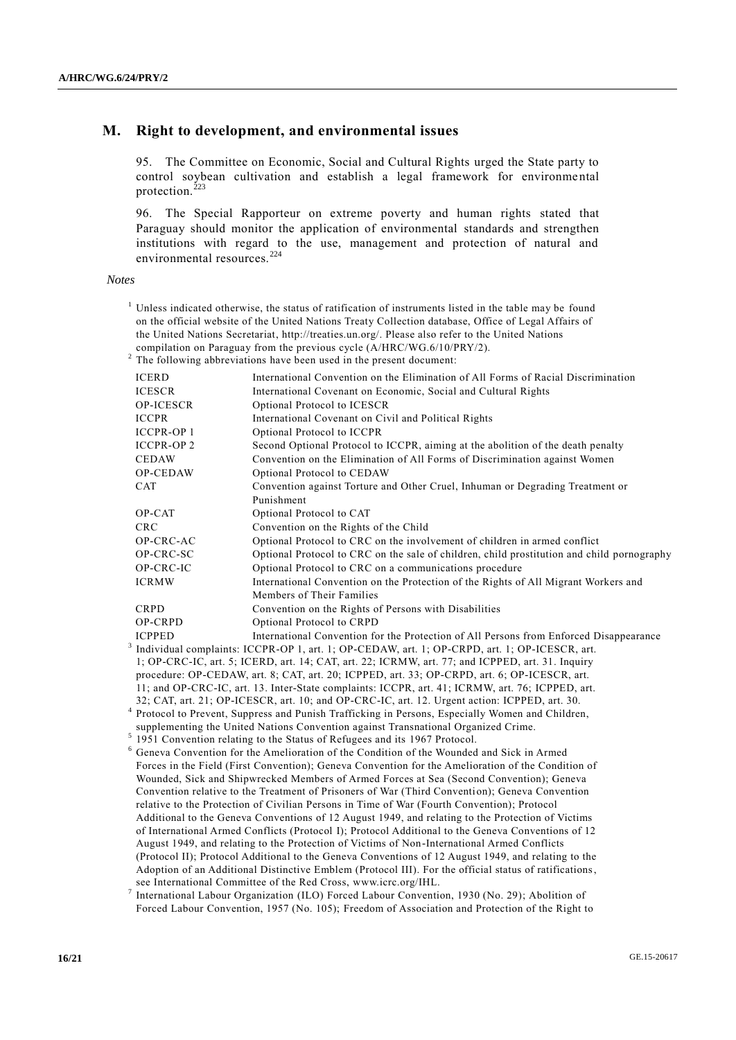## M. Right to development, and environmental issues

95. The Committee on Economic, Social and Cultural Rights urged the State party to control soybean cultivation and establish a legal framework for environmental protection.[223]

96. The Special Rapporteur on extreme poverty and human rights stated that Paraguay should monitor the application of environmental standards and strengthen institutions with regard to the use, management and protection of natural and environmental resources.[224]

*Notes*

[1] Unless indicated otherwise, the status of ratification of instruments listed in the table may be found on the official website of the United Nations Treaty Collection database, Office of Legal Affairs of the United Nations Secretariat, http://treaties.un.org/. Please also refer to the United Nations compilation on Paraguay from the previous cycle (A/HRC/WG.6/10/PRY/2).

[2] The following abbreviations have been used in the present document:

| | |
|---|---|
| ICERD | International Convention on the Elimination of All Forms of Racial Discrimination |
| ICESCR | International Covenant on Economic, Social and Cultural Rights |
| OP-ICESCR | Optional Protocol to ICESCR |
| ICCPR | International Covenant on Civil and Political Rights |
| ICCPR-OP 1 | Optional Protocol to ICCPR |
| ICCPR-OP 2 | Second Optional Protocol to ICCPR, aiming at the abolition of the death penalty |
| CEDAW | Convention on the Elimination of All Forms of Discrimination against Women |
| OP-CEDAW | Optional Protocol to CEDAW |
| CAT | Convention against Torture and Other Cruel, Inhuman or Degrading Treatment or Punishment |
| OP-CAT | Optional Protocol to CAT |
| CRC | Convention on the Rights of the Child |
| OP-CRC-AC | Optional Protocol to CRC on the involvement of children in armed conflict |
| OP-CRC-SC | Optional Protocol to CRC on the sale of children, child prostitution and child pornography |
| OP-CRC-IC | Optional Protocol to CRC on a communications procedure |
| ICRMW | International Convention on the Protection of the Rights of All Migrant Workers and Members of Their Families |
| CRPD | Convention on the Rights of Persons with Disabilities |
| OP-CRPD | Optional Protocol to CRPD |
| ICPPED | International Convention for the Protection of All Persons from Enforced Disappearance |

[3] Individual complaints: ICCPR-OP 1, art. 1; OP-CEDAW, art. 1; OP-CRPD, art. 1; OP-ICESCR, art. 1; OP-CRC-IC, art. 5; ICERD, art. 14; CAT, art. 22; ICRMW, art. 77; and ICPPED, art. 31. Inquiry procedure: OP-CEDAW, art. 8; CAT, art. 20; ICPPED, art. 33; OP-CRPD, art. 6; OP-ICESCR, art. 11; and OP-CRC-IC, art. 13. Inter-State complaints: ICCPR, art. 41; ICRMW, art. 76; ICPPED, art. 32; CAT, art. 21; OP-ICESCR, art. 10; and OP-CRC-IC, art. 12. Urgent action: ICPPED, art. 30.

[4] Protocol to Prevent, Suppress and Punish Trafficking in Persons, Especially Women and Children, supplementing the United Nations Convention against Transnational Organized Crime.

[5] 1951 Convention relating to the Status of Refugees and its 1967 Protocol.

[6] Geneva Convention for the Amelioration of the Condition of the Wounded and Sick in Armed Forces in the Field (First Convention); Geneva Convention for the Amelioration of the Condition of Wounded, Sick and Shipwrecked Members of Armed Forces at Sea (Second Convention); Geneva Convention relative to the Treatment of Prisoners of War (Third Convention); Geneva Convention relative to the Protection of Civilian Persons in Time of War (Fourth Convention); Protocol Additional to the Geneva Conventions of 12 August 1949, and relating to the Protection of Victims of International Armed Conflicts (Protocol I); Protocol Additional to the Geneva Conventions of 12 August 1949, and relating to the Protection of Victims of Non-International Armed Conflicts (Protocol II); Protocol Additional to the Geneva Conventions of 12 August 1949, and relating to the Adoption of an Additional Distinctive Emblem (Protocol III). For the official status of ratifications, see International Committee of the Red Cross, www.icrc.org/IHL.

[7] International Labour Organization (ILO) Forced Labour Convention, 1930 (No. 29); Abolition of Forced Labour Convention, 1957 (No. 105); Freedom of Association and Protection of the Right to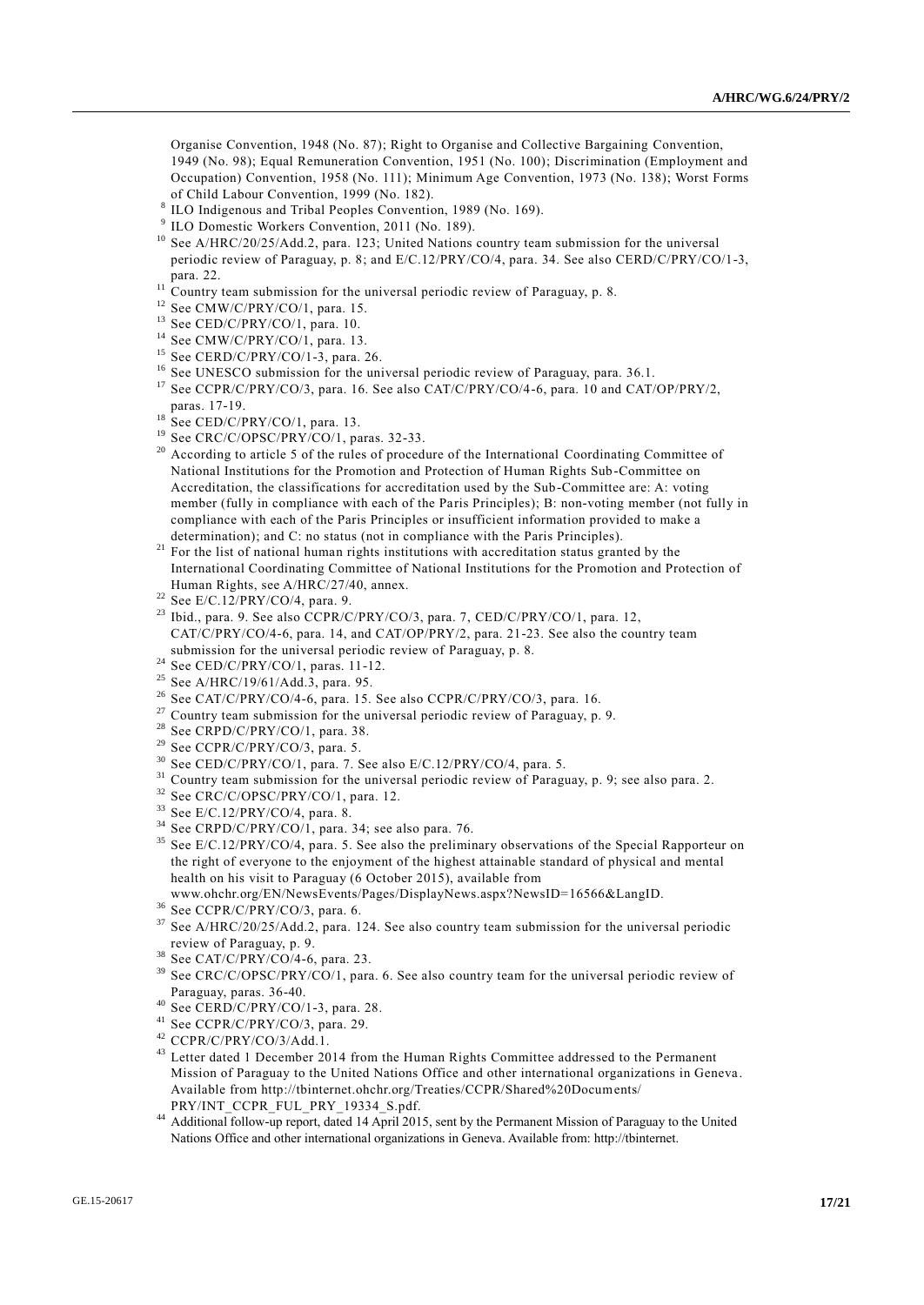Organise Convention, 1948 (No. 87); Right to Organise and Collective Bargaining Convention, 1949 (No. 98); Equal Remuneration Convention, 1951 (No. 100); Discrimination (Employment and Occupation) Convention, 1958 (No. 111); Minimum Age Convention, 1973 (No. 138); Worst Forms of Child Labour Convention, 1999 (No. 182).

[8] ILO Indigenous and Tribal Peoples Convention, 1989 (No. 169).

[9] ILO Domestic Workers Convention, 2011 (No. 189).

[10] See A/HRC/20/25/Add.2, para. 123; United Nations country team submission for the universal periodic review of Paraguay, p. 8; and E/C.12/PRY/CO/4, para. 34. See also CERD/C/PRY/CO/1-3, para. 22.

[11] Country team submission for the universal periodic review of Paraguay, p. 8.

[12] See CMW/C/PRY/CO/1, para. 15.

[13] See CED/C/PRY/CO/1, para. 10.

[14] See CMW/C/PRY/CO/1, para. 13.

[15] See CERD/C/PRY/CO/1-3, para. 26.

[16] See UNESCO submission for the universal periodic review of Paraguay, para. 36.1.

[17] See CCPR/C/PRY/CO/3, para. 16. See also CAT/C/PRY/CO/4-6, para. 10 and CAT/OP/PRY/2, paras. 17-19.

[18] See CED/C/PRY/CO/1, para. 13.

[19] See CRC/C/OPSC/PRY/CO/1, paras. 32-33.

[20] According to article 5 of the rules of procedure of the International Coordinating Committee of National Institutions for the Promotion and Protection of Human Rights Sub-Committee on Accreditation, the classifications for accreditation used by the Sub-Committee are: A: voting member (fully in compliance with each of the Paris Principles); B: non-voting member (not fully in compliance with each of the Paris Principles or insufficient information provided to make a determination); and C: no status (not in compliance with the Paris Principles).

[21] For the list of national human rights institutions with accreditation status granted by the International Coordinating Committee of National Institutions for the Promotion and Protection of Human Rights, see A/HRC/27/40, annex.

[22] See E/C.12/PRY/CO/4, para. 9.

[23] Ibid., para. 9. See also CCPR/C/PRY/CO/3, para. 7, CED/C/PRY/CO/1, para. 12, CAT/C/PRY/CO/4-6, para. 14, and CAT/OP/PRY/2, para. 21-23. See also the country team submission for the universal periodic review of Paraguay, p. 8.

[24] See CED/C/PRY/CO/1, paras. 11-12.

[25] See A/HRC/19/61/Add.3, para. 95.

[26] See CAT/C/PRY/CO/4-6, para. 15. See also CCPR/C/PRY/CO/3, para. 16.

[27] Country team submission for the universal periodic review of Paraguay, p. 9.

[28] See CRPD/C/PRY/CO/1, para. 38.

[29] See CCPR/C/PRY/CO/3, para. 5.

[30] See CED/C/PRY/CO/1, para. 7. See also E/C.12/PRY/CO/4, para. 5.

[31] Country team submission for the universal periodic review of Paraguay, p. 9; see also para. 2.

[32] See CRC/C/OPSC/PRY/CO/1, para. 12.

[33] See E/C.12/PRY/CO/4, para. 8.

[34] See CRPD/C/PRY/CO/1, para. 34; see also para. 76.

[35] See E/C.12/PRY/CO/4, para. 5. See also the preliminary observations of the Special Rapporteur on the right of everyone to the enjoyment of the highest attainable standard of physical and mental health on his visit to Paraguay (6 October 2015), available from www.ohchr.org/EN/NewsEvents/Pages/DisplayNews.aspx?NewsID=16566&LangID.

[36] See CCPR/C/PRY/CO/3, para. 6.

[37] See A/HRC/20/25/Add.2, para. 124. See also country team submission for the universal periodic review of Paraguay, p. 9.

[38] See CAT/C/PRY/CO/4-6, para. 23.

[39] See CRC/C/OPSC/PRY/CO/1, para. 6. See also country team for the universal periodic review of Paraguay, paras. 36-40.

[40] See CERD/C/PRY/CO/1-3, para. 28.

[41] See CCPR/C/PRY/CO/3, para. 29.

[42] CCPR/C/PRY/CO/3/Add.1.

[43] Letter dated 1 December 2014 from the Human Rights Committee addressed to the Permanent Mission of Paraguay to the United Nations Office and other international organizations in Geneva. Available from http://tbinternet.ohchr.org/Treaties/CCPR/Shared%20Documents/PRY/INT_CCPR_FUL_PRY_19334_S.pdf.

[44] Additional follow-up report, dated 14 April 2015, sent by the Permanent Mission of Paraguay to the United Nations Office and other international organizations in Geneva. Available from: http://tbinternet.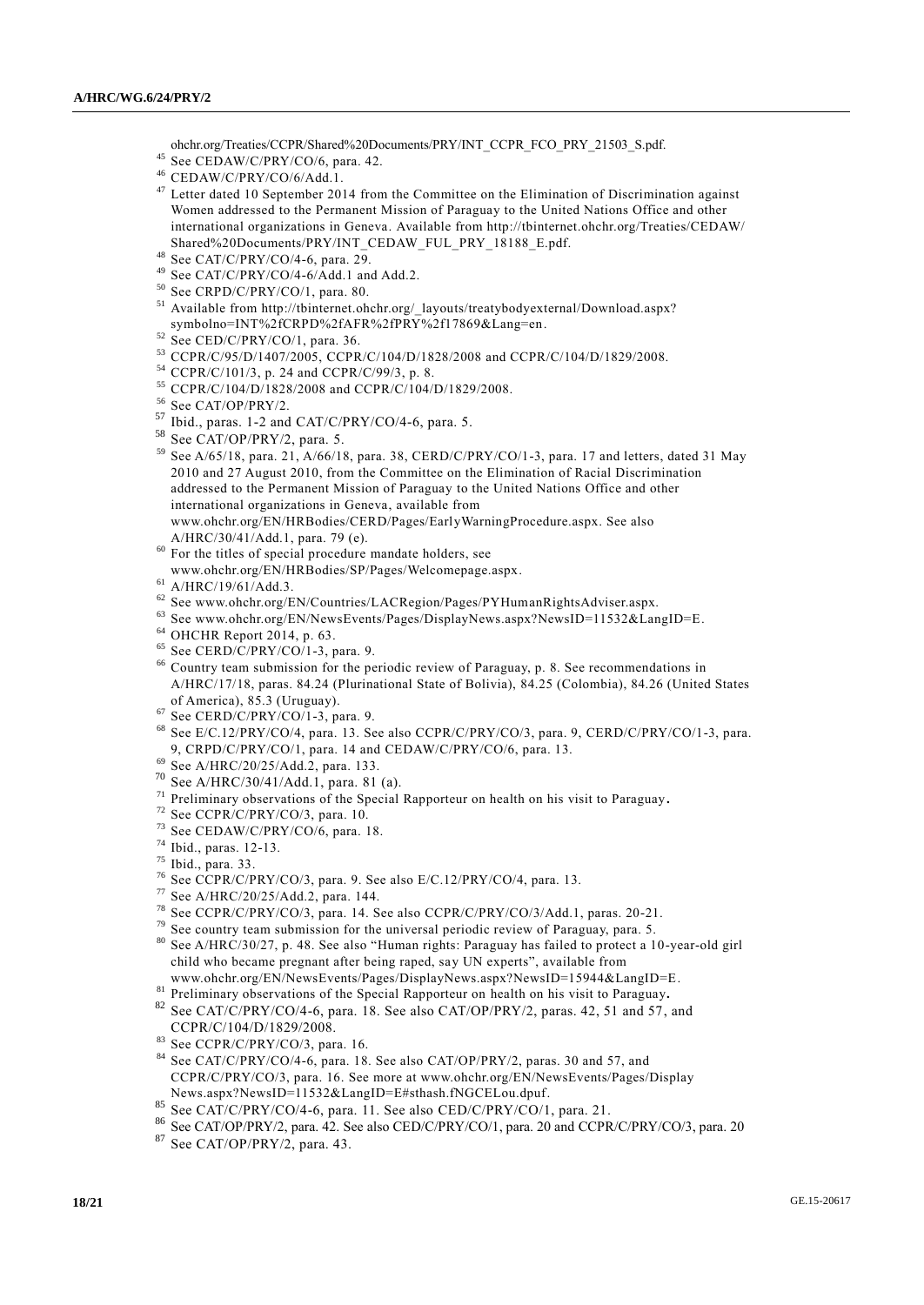ohchr.org/Treaties/CCPR/Shared%20Documents/PRY/INT_CCPR_FCO_PRY_21503_S.pdf.

[45] See CEDAW/C/PRY/CO/6, para. 42.

[46] CEDAW/C/PRY/CO/6/Add.1.

[47] Letter dated 10 September 2014 from the Committee on the Elimination of Discrimination against Women addressed to the Permanent Mission of Paraguay to the United Nations Office and other international organizations in Geneva. Available from http://tbinternet.ohchr.org/Treaties/CEDAW/Shared%20Documents/PRY/INT_CEDAW_FUL_PRY_18188_E.pdf.

[48] See CAT/C/PRY/CO/4-6, para. 29.

[49] See CAT/C/PRY/CO/4-6/Add.1 and Add.2.

[50] See CRPD/C/PRY/CO/1, para. 80.

[51] Available from http://tbinternet.ohchr.org/_layouts/treatybodyexternal/Download.aspx?symbolno=INT%2fCRPD%2fAFR%2fPRY%2f17869&Lang=en.

[52] See CED/C/PRY/CO/1, para. 36.

[53] CCPR/C/95/D/1407/2005, CCPR/C/104/D/1828/2008 and CCPR/C/104/D/1829/2008.

[54] CCPR/C/101/3, p. 24 and CCPR/C/99/3, p. 8.

[55] CCPR/C/104/D/1828/2008 and CCPR/C/104/D/1829/2008.

[56] See CAT/OP/PRY/2.

[57] Ibid., paras. 1-2 and CAT/C/PRY/CO/4-6, para. 5.

[58] See CAT/OP/PRY/2, para. 5.

[59] See A/65/18, para. 21, A/66/18, para. 38, CERD/C/PRY/CO/1-3, para. 17 and letters, dated 31 May 2010 and 27 August 2010, from the Committee on the Elimination of Racial Discrimination addressed to the Permanent Mission of Paraguay to the United Nations Office and other international organizations in Geneva, available from www.ohchr.org/EN/HRBodies/CERD/Pages/EarlyWarningProcedure.aspx. See also A/HRC/30/41/Add.1, para. 79 (e).

[60] For the titles of special procedure mandate holders, see www.ohchr.org/EN/HRBodies/SP/Pages/Welcomepage.aspx.

[61] A/HRC/19/61/Add.3.

[62] See www.ohchr.org/EN/Countries/LACRegion/Pages/PYHumanRightsAdviser.aspx.

[63] See www.ohchr.org/EN/NewsEvents/Pages/DisplayNews.aspx?NewsID=11532&LangID=E.

[64] OHCHR Report 2014, p. 63.

[65] See CERD/C/PRY/CO/1-3, para. 9.

[66] Country team submission for the periodic review of Paraguay, p. 8. See recommendations in A/HRC/17/18, paras. 84.24 (Plurinational State of Bolivia), 84.25 (Colombia), 84.26 (United States of America), 85.3 (Uruguay).

[67] See CERD/C/PRY/CO/1-3, para. 9.

[68] See E/C.12/PRY/CO/4, para. 13. See also CCPR/C/PRY/CO/3, para. 9, CERD/C/PRY/CO/1-3, para. 9, CRPD/C/PRY/CO/1, para. 14 and CEDAW/C/PRY/CO/6, para. 13.

[69] See A/HRC/20/25/Add.2, para. 133.

[70] See A/HRC/30/41/Add.1, para. 81 (a).

[71] Preliminary observations of the Special Rapporteur on health on his visit to Paraguay.

[72] See CCPR/C/PRY/CO/3, para. 10.

[73] See CEDAW/C/PRY/CO/6, para. 18.

[74] Ibid., paras. 12-13.

[75] Ibid., para. 33.

[76] See CCPR/C/PRY/CO/3, para. 9. See also E/C.12/PRY/CO/4, para. 13.

[77] See A/HRC/20/25/Add.2, para. 144.

[78] See CCPR/C/PRY/CO/3, para. 14. See also CCPR/C/PRY/CO/3/Add.1, paras. 20-21.

[79] See country team submission for the universal periodic review of Paraguay, para. 5.

[80] See A/HRC/30/27, p. 48. See also "Human rights: Paraguay has failed to protect a 10-year-old girl child who became pregnant after being raped, say UN experts", available from www.ohchr.org/EN/NewsEvents/Pages/DisplayNews.aspx?NewsID=15944&LangID=E.

[81] Preliminary observations of the Special Rapporteur on health on his visit to Paraguay.

[82] See CAT/C/PRY/CO/4-6, para. 18. See also CAT/OP/PRY/2, paras. 42, 51 and 57, and CCPR/C/104/D/1829/2008.

[83] See CCPR/C/PRY/CO/3, para. 16.

[84] See CAT/C/PRY/CO/4-6, para. 18. See also CAT/OP/PRY/2, paras. 30 and 57, and CCPR/C/PRY/CO/3, para. 16. See more at www.ohchr.org/EN/NewsEvents/Pages/DisplayNews.aspx?NewsID=11532&LangID=E#sthash.fNGCELou.dpuf.

[85] See CAT/C/PRY/CO/4-6, para. 11. See also CED/C/PRY/CO/1, para. 21.

[86] See CAT/OP/PRY/2, para. 42. See also CED/C/PRY/CO/1, para. 20 and CCPR/C/PRY/CO/3, para. 20

[87] See CAT/OP/PRY/2, para. 43.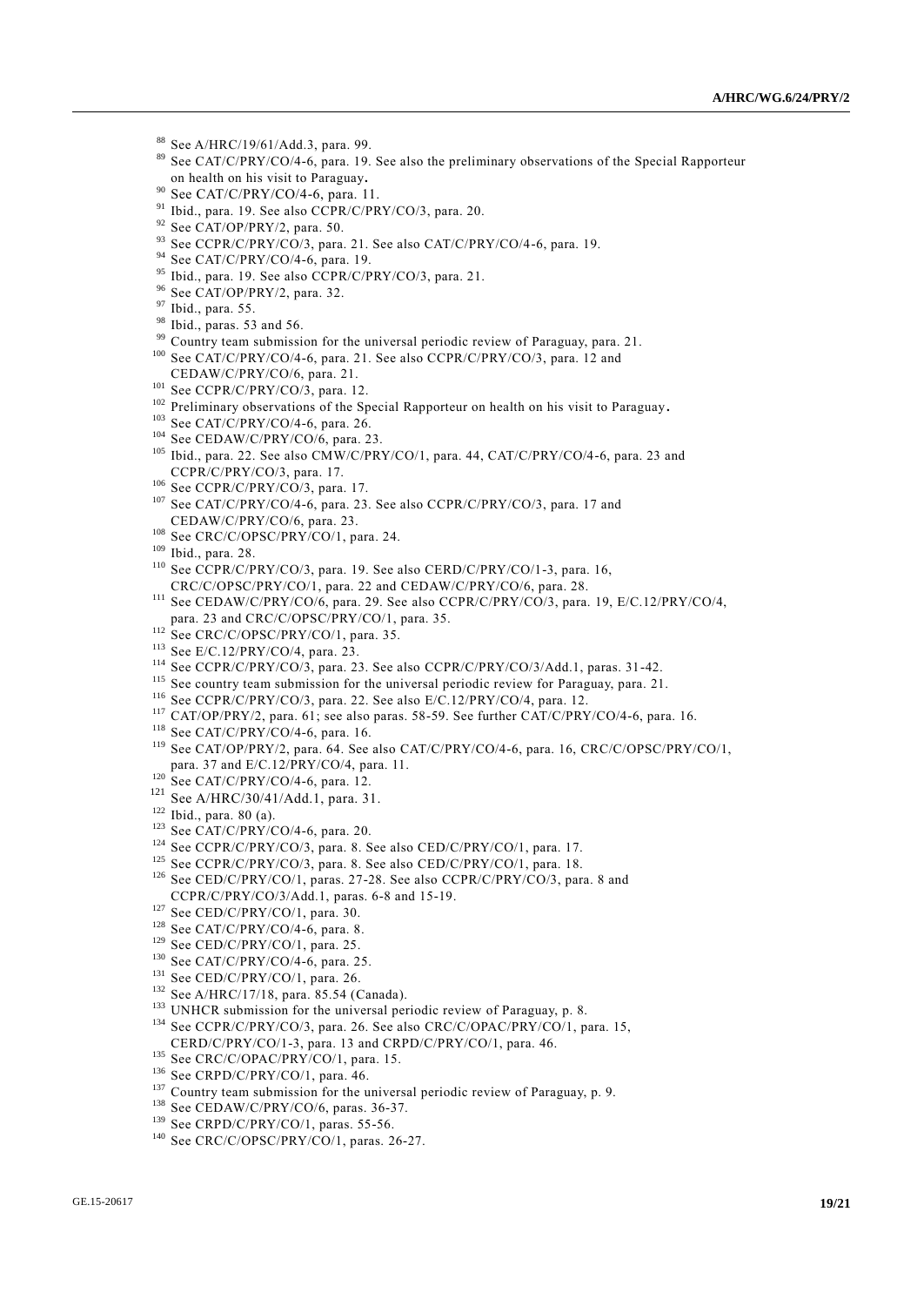[88] See A/HRC/19/61/Add.3, para. 99.

[89] See CAT/C/PRY/CO/4-6, para. 19. See also the preliminary observations of the Special Rapporteur on health on his visit to Paraguay.

[90] See CAT/C/PRY/CO/4-6, para. 11.

[91] Ibid., para. 19. See also CCPR/C/PRY/CO/3, para. 20.

[92] See CAT/OP/PRY/2, para. 50.

[93] See CCPR/C/PRY/CO/3, para. 21. See also CAT/C/PRY/CO/4-6, para. 19.

[94] See CAT/C/PRY/CO/4-6, para. 19.

[95] Ibid., para. 19. See also CCPR/C/PRY/CO/3, para. 21.

[96] See CAT/OP/PRY/2, para. 32.

[97] Ibid., para. 55.

[98] Ibid., paras. 53 and 56.

[99] Country team submission for the universal periodic review of Paraguay, para. 21.

[100] See CAT/C/PRY/CO/4-6, para. 21. See also CCPR/C/PRY/CO/3, para. 12 and CEDAW/C/PRY/CO/6, para. 21.

[101] See CCPR/C/PRY/CO/3, para. 12.

[102] Preliminary observations of the Special Rapporteur on health on his visit to Paraguay.

[103] See CAT/C/PRY/CO/4-6, para. 26.

[104] See CEDAW/C/PRY/CO/6, para. 23.

[105] Ibid., para. 22. See also CMW/C/PRY/CO/1, para. 44, CAT/C/PRY/CO/4-6, para. 23 and CCPR/C/PRY/CO/3, para. 17.

[106] See CCPR/C/PRY/CO/3, para. 17.

[107] See CAT/C/PRY/CO/4-6, para. 23. See also CCPR/C/PRY/CO/3, para. 17 and CEDAW/C/PRY/CO/6, para. 23.

[108] See CRC/C/OPSC/PRY/CO/1, para. 24.

[109] Ibid., para. 28.

[110] See CCPR/C/PRY/CO/3, para. 19. See also CERD/C/PRY/CO/1-3, para. 16, CRC/C/OPSC/PRY/CO/1, para. 22 and CEDAW/C/PRY/CO/6, para. 28.

[111] See CEDAW/C/PRY/CO/6, para. 29. See also CCPR/C/PRY/CO/3, para. 19, E/C.12/PRY/CO/4, para. 23 and CRC/C/OPSC/PRY/CO/1, para. 35.

[112] See CRC/C/OPSC/PRY/CO/1, para. 35.

[113] See E/C.12/PRY/CO/4, para. 23.

[114] See CCPR/C/PRY/CO/3, para. 23. See also CCPR/C/PRY/CO/3/Add.1, paras. 31-42.

[115] See country team submission for the universal periodic review for Paraguay, para. 21.

[116] See CCPR/C/PRY/CO/3, para. 22. See also E/C.12/PRY/CO/4, para. 12.

[117] CAT/OP/PRY/2, para. 61; see also paras. 58-59. See further CAT/C/PRY/CO/4-6, para. 16.

[118] See CAT/C/PRY/CO/4-6, para. 16.

[119] See CAT/OP/PRY/2, para. 64. See also CAT/C/PRY/CO/4-6, para. 16, CRC/C/OPSC/PRY/CO/1, para. 37 and E/C.12/PRY/CO/4, para. 11.

[120] See CAT/C/PRY/CO/4-6, para. 12.

[121] See A/HRC/30/41/Add.1, para. 31.

[122] Ibid., para. 80 (a).

[123] See CAT/C/PRY/CO/4-6, para. 20.

[124] See CCPR/C/PRY/CO/3, para. 8. See also CED/C/PRY/CO/1, para. 17.

[125] See CCPR/C/PRY/CO/3, para. 8. See also CED/C/PRY/CO/1, para. 18.

[126] See CED/C/PRY/CO/1, paras. 27-28. See also CCPR/C/PRY/CO/3, para. 8 and CCPR/C/PRY/CO/3/Add.1, paras. 6-8 and 15-19.

[127] See CED/C/PRY/CO/1, para. 30.

[128] See CAT/C/PRY/CO/4-6, para. 8.

[129] See CED/C/PRY/CO/1, para. 25.

[130] See CAT/C/PRY/CO/4-6, para. 25.

[131] See CED/C/PRY/CO/1, para. 26.

[132] See A/HRC/17/18, para. 85.54 (Canada).

[133] UNHCR submission for the universal periodic review of Paraguay, p. 8.

[134] See CCPR/C/PRY/CO/3, para. 26. See also CRC/C/OPAC/PRY/CO/1, para. 15, CERD/C/PRY/CO/1-3, para. 13 and CRPD/C/PRY/CO/1, para. 46.

[135] See CRC/C/OPAC/PRY/CO/1, para. 15.

[136] See CRPD/C/PRY/CO/1, para. 46.

[137] Country team submission for the universal periodic review of Paraguay, p. 9.

[138] See CEDAW/C/PRY/CO/6, paras. 36-37.

[139] See CRPD/C/PRY/CO/1, paras. 55-56.

[140] See CRC/C/OPSC/PRY/CO/1, paras. 26-27.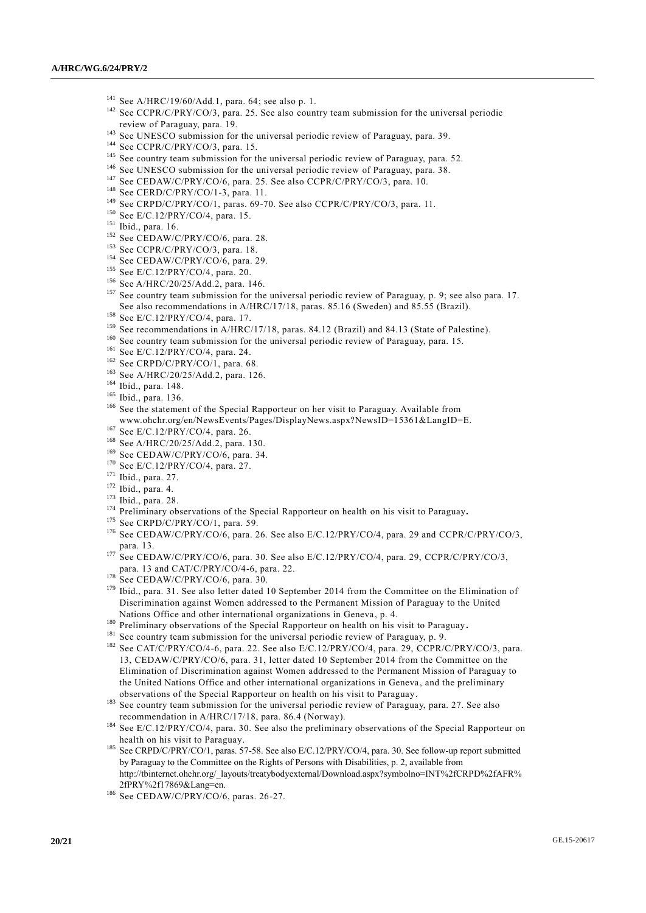[141] See A/HRC/19/60/Add.1, para. 64; see also p. 1.

[142] See CCPR/C/PRY/CO/3, para. 25. See also country team submission for the universal periodic review of Paraguay, para. 19.

[143] See UNESCO submission for the universal periodic review of Paraguay, para. 39.

[144] See CCPR/C/PRY/CO/3, para. 15.

[145] See country team submission for the universal periodic review of Paraguay, para. 52.

[146] See UNESCO submission for the universal periodic review of Paraguay, para. 38.

[147] See CEDAW/C/PRY/CO/6, para. 25. See also CCPR/C/PRY/CO/3, para. 10.

[148] See CERD/C/PRY/CO/1-3, para. 11.

[149] See CRPD/C/PRY/CO/1, paras. 69-70. See also CCPR/C/PRY/CO/3, para. 11.

[150] See E/C.12/PRY/CO/4, para. 15.

[151] Ibid., para. 16.

[152] See CEDAW/C/PRY/CO/6, para. 28.

[153] See CCPR/C/PRY/CO/3, para. 18.

[154] See CEDAW/C/PRY/CO/6, para. 29.

[155] See E/C.12/PRY/CO/4, para. 20.

[156] See A/HRC/20/25/Add.2, para. 146.

[157] See country team submission for the universal periodic review of Paraguay, p. 9; see also para. 17. See also recommendations in A/HRC/17/18, paras. 85.16 (Sweden) and 85.55 (Brazil).

[158] See E/C.12/PRY/CO/4, para. 17.

[159] See recommendations in A/HRC/17/18, paras. 84.12 (Brazil) and 84.13 (State of Palestine).

[160] See country team submission for the universal periodic review of Paraguay, para. 15.

[161] See E/C.12/PRY/CO/4, para. 24.

[162] See CRPD/C/PRY/CO/1, para. 68.

[163] See A/HRC/20/25/Add.2, para. 126.

[164] Ibid., para. 148.

[165] Ibid., para. 136.

[166] See the statement of the Special Rapporteur on her visit to Paraguay. Available from www.ohchr.org/en/NewsEvents/Pages/DisplayNews.aspx?NewsID=15361&LangID=E.

[167] See E/C.12/PRY/CO/4, para. 26.

[168] See A/HRC/20/25/Add.2, para. 130.

[169] See CEDAW/C/PRY/CO/6, para. 34.

[170] See E/C.12/PRY/CO/4, para. 27.

[171] Ibid., para. 27.

[172] Ibid., para. 4.

[173] Ibid., para. 28.

[174] Preliminary observations of the Special Rapporteur on health on his visit to Paraguay**.**

[175] See CRPD/C/PRY/CO/1, para. 59.

[176] See CEDAW/C/PRY/CO/6, para. 26. See also E/C.12/PRY/CO/4, para. 29 and CCPR/C/PRY/CO/3, para. 13.

[177] See CEDAW/C/PRY/CO/6, para. 30. See also E/C.12/PRY/CO/4, para. 29, CCPR/C/PRY/CO/3, para. 13 and CAT/C/PRY/CO/4-6, para. 22.

[178] See CEDAW/C/PRY/CO/6, para. 30.

[179] Ibid., para. 31. See also letter dated 10 September 2014 from the Committee on the Elimination of Discrimination against Women addressed to the Permanent Mission of Paraguay to the United Nations Office and other international organizations in Geneva, p. 4.

[180] Preliminary observations of the Special Rapporteur on health on his visit to Paraguay**.**

[181] See country team submission for the universal periodic review of Paraguay, p. 9.

[182] See CAT/C/PRY/CO/4-6, para. 22. See also E/C.12/PRY/CO/4, para. 29, CCPR/C/PRY/CO/3, para. 13, CEDAW/C/PRY/CO/6, para. 31, letter dated 10 September 2014 from the Committee on the Elimination of Discrimination against Women addressed to the Permanent Mission of Paraguay to the United Nations Office and other international organizations in Geneva, and the preliminary observations of the Special Rapporteur on health on his visit to Paraguay.

[183] See country team submission for the universal periodic review of Paraguay, para. 27. See also recommendation in A/HRC/17/18, para. 86.4 (Norway).

[184] See E/C.12/PRY/CO/4, para. 30. See also the preliminary observations of the Special Rapporteur on health on his visit to Paraguay.

[185] See CRPD/C/PRY/CO/1, paras. 57-58. See also E/C.12/PRY/CO/4, para. 30. See follow-up report submitted by Paraguay to the Committee on the Rights of Persons with Disabilities, p. 2, available from http://tbinternet.ohchr.org/_layouts/treatybodyexternal/Download.aspx?symbolno=INT%2fCRPD%2fAFR%2fPRY%2f17869&Lang=en.

[186] See CEDAW/C/PRY/CO/6, paras. 26-27.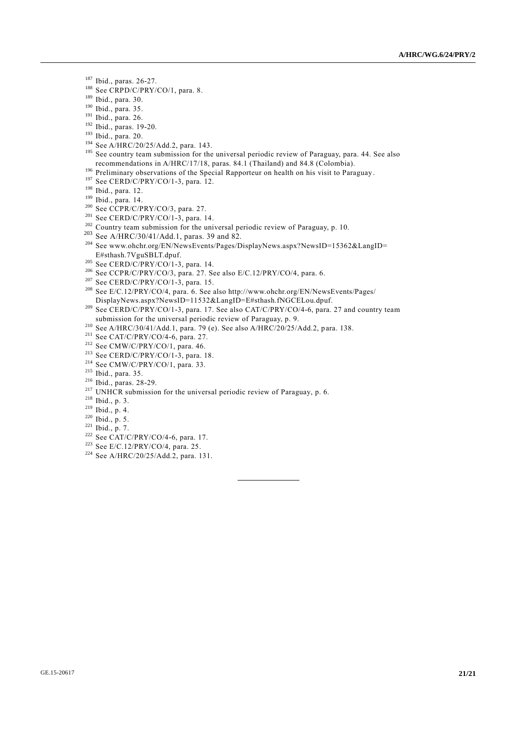[187] Ibid., paras. 26-27.
[188] See CRPD/C/PRY/CO/1, para. 8.
[189] Ibid., para. 30.
[190] Ibid., para. 35.
[191] Ibid., para. 26.
[192] Ibid., paras. 19-20.
[193] Ibid., para. 20.
[194] See A/HRC/20/25/Add.2, para. 143.
[195] See country team submission for the universal periodic review of Paraguay, para. 44. See also recommendations in A/HRC/17/18, paras. 84.1 (Thailand) and 84.8 (Colombia).
[196] Preliminary observations of the Special Rapporteur on health on his visit to Paraguay.
[197] See CERD/C/PRY/CO/1-3, para. 12.
[198] Ibid., para. 12.
[199] Ibid., para. 14.
[200] See CCPR/C/PRY/CO/3, para. 27.
[201] See CERD/C/PRY/CO/1-3, para. 14.
[202] Country team submission for the universal periodic review of Paraguay, p. 10.
[203] See A/HRC/30/41/Add.1, paras. 39 and 82.
[204] See www.ohchr.org/EN/NewsEvents/Pages/DisplayNews.aspx?NewsID=15362&LangID=E#sthash.7VguSBLT.dpuf.
[205] See CERD/C/PRY/CO/1-3, para. 14.
[206] See CCPR/C/PRY/CO/3, para. 27. See also E/C.12/PRY/CO/4, para. 6.
[207] See CERD/C/PRY/CO/1-3, para. 15.
[208] See E/C.12/PRY/CO/4, para. 6. See also http://www.ohchr.org/EN/NewsEvents/Pages/DisplayNews.aspx?NewsID=11532&LangID=E#sthash.fNGCELou.dpuf.
[209] See CERD/C/PRY/CO/1-3, para. 17. See also CAT/C/PRY/CO/4-6, para. 27 and country team submission for the universal periodic review of Paraguay, p. 9.
[210] See A/HRC/30/41/Add.1, para. 79 (e). See also A/HRC/20/25/Add.2, para. 138.
[211] See CAT/C/PRY/CO/4-6, para. 27.
[212] See CMW/C/PRY/CO/1, para. 46.
[213] See CERD/C/PRY/CO/1-3, para. 18.
[214] See CMW/C/PRY/CO/1, para. 33.
[215] Ibid., para. 35.
[216] Ibid., paras. 28-29.
[217] UNHCR submission for the universal periodic review of Paraguay, p. 6.
[218] Ibid., p. 3.
[219] Ibid., p. 4.
[220] Ibid., p. 5.
[221] Ibid., p. 7.
[222] See CAT/C/PRY/CO/4-6, para. 17.
[223] See E/C.12/PRY/CO/4, para. 25.
[224] See A/HRC/20/25/Add.2, para. 131.